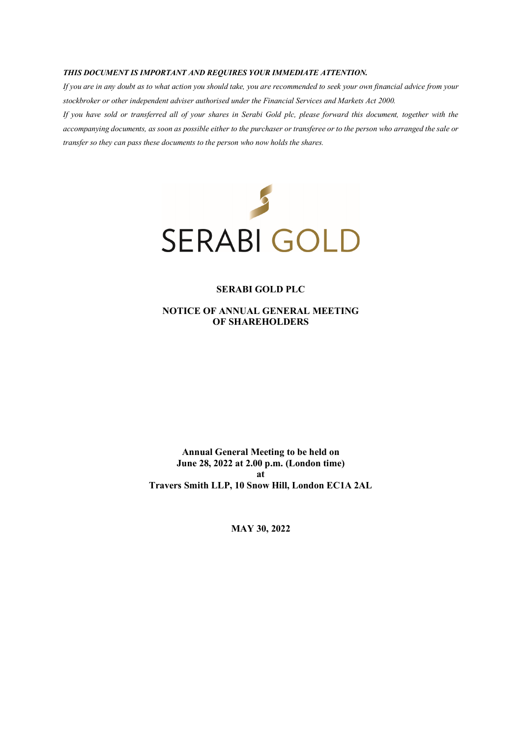***THIS DOCUMENT IS IMPORTANT AND REQUIRES YOUR IMMEDIATE ATTENTION.***

*If you are in any doubt as to what action you should take, you are recommended to seek your own financial advice from your stockbroker or other independent adviser authorised under the Financial Services and Markets Act 2000.*

*If you have sold or transferred all of your shares in Serabi Gold plc, please forward this document, together with the accompanying documents, as soon as possible either to the purchaser or transferee or to the person who arranged the sale or transfer so they can pass these documents to the person who now holds the shares.*

SERABI GOLD

# SERABI GOLD PLC

## NOTICE OF ANNUAL GENERAL MEETING OF SHAREHOLDERS

**Annual General Meeting to be held on**
**June 28, 2022 at 2.00 p.m. (London time)**
**at**
**Travers Smith LLP, 10 Snow Hill, London EC1A 2AL**

**MAY 30, 2022**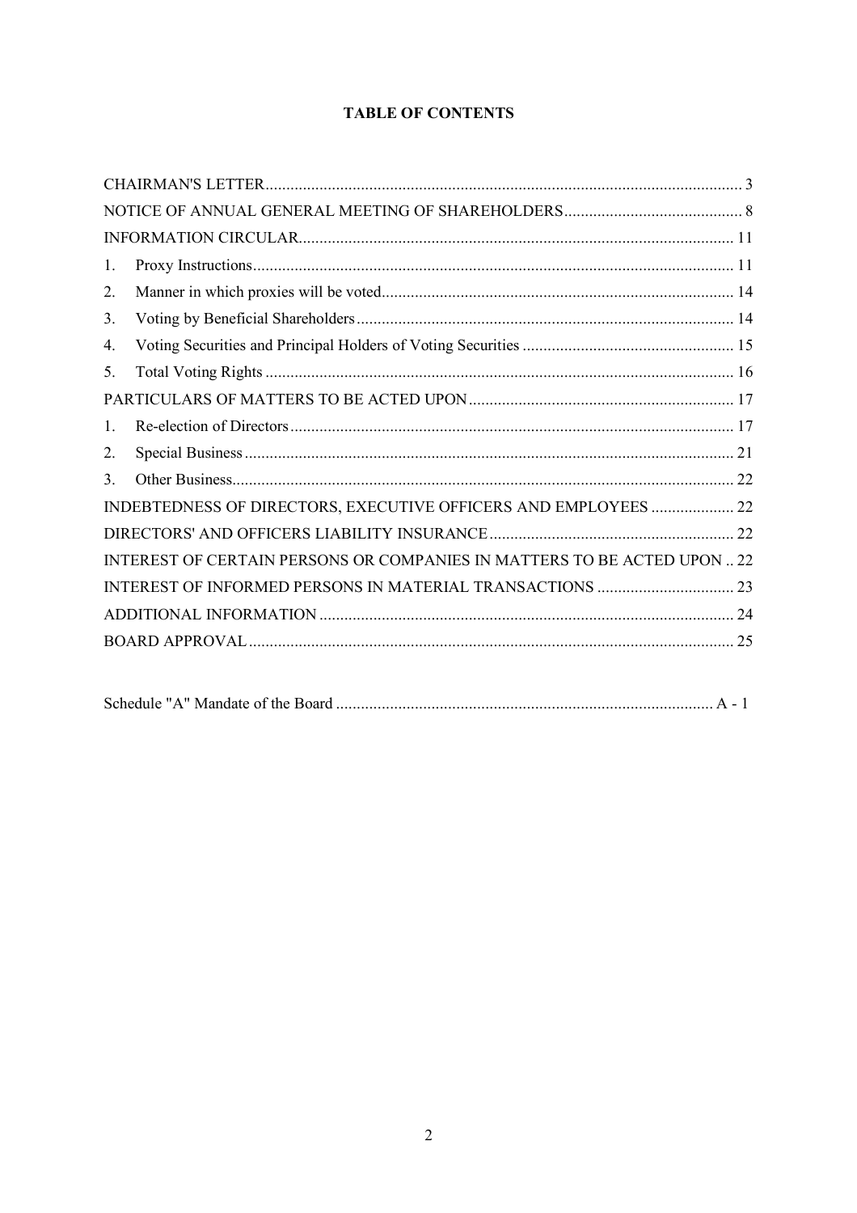**TABLE OF CONTENTS**

| | |
|---|---|
| CHAIRMAN'S LETTER | 3 |
| NOTICE OF ANNUAL GENERAL MEETING OF SHAREHOLDERS | 8 |
| INFORMATION CIRCULAR | 11 |
| 1. Proxy Instructions | 11 |
| 2. Manner in which proxies will be voted | 14 |
| 3. Voting by Beneficial Shareholders | 14 |
| 4. Voting Securities and Principal Holders of Voting Securities | 15 |
| 5. Total Voting Rights | 16 |
| PARTICULARS OF MATTERS TO BE ACTED UPON | 17 |
| 1. Re-election of Directors | 17 |
| 2. Special Business | 21 |
| 3. Other Business | 22 |
| INDEBTEDNESS OF DIRECTORS, EXECUTIVE OFFICERS AND EMPLOYEES | 22 |
| DIRECTORS' AND OFFICERS LIABILITY INSURANCE | 22 |
| INTEREST OF CERTAIN PERSONS OR COMPANIES IN MATTERS TO BE ACTED UPON | 22 |
| INTEREST OF INFORMED PERSONS IN MATERIAL TRANSACTIONS | 23 |
| ADDITIONAL INFORMATION | 24 |
| BOARD APPROVAL | 25 |

| | |
|---|---|
| Schedule "A" Mandate of the Board | A - 1 |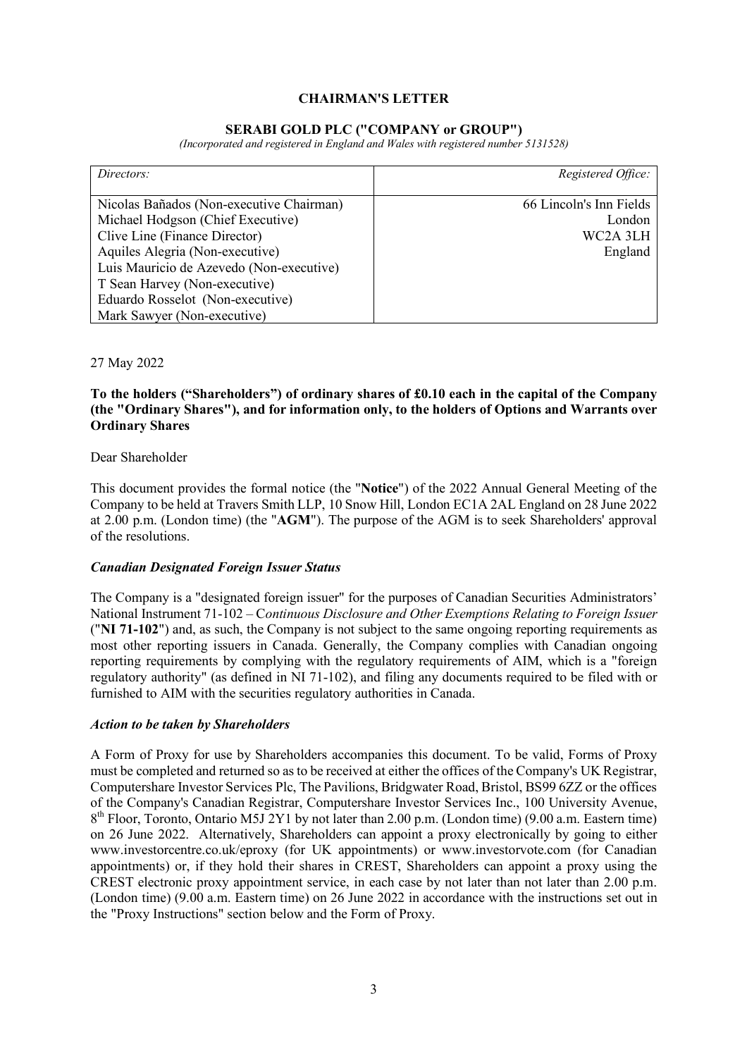# CHAIRMAN'S LETTER

## SERABI GOLD PLC ("COMPANY or GROUP")

*(Incorporated and registered in England and Wales with registered number 5131528)*

| *Directors:* | *Registered Office:* |
|---|---|
| Nicolas Bañados (Non-executive Chairman)<br>Michael Hodgson (Chief Executive)<br>Clive Line (Finance Director)<br>Aquiles Alegria (Non-executive)<br>Luis Mauricio de Azevedo (Non-executive)<br>T Sean Harvey (Non-executive)<br>Eduardo Rosselot (Non-executive)<br>Mark Sawyer (Non-executive) | 66 Lincoln's Inn Fields<br>London<br>WC2A 3LH<br>England |

27 May 2022

**To the holders ("Shareholders") of ordinary shares of £0.10 each in the capital of the Company (the "Ordinary Shares"), and for information only, to the holders of Options and Warrants over Ordinary Shares**

Dear Shareholder

This document provides the formal notice (the "**Notice**") of the 2022 Annual General Meeting of the Company to be held at Travers Smith LLP, 10 Snow Hill, London EC1A 2AL England on 28 June 2022 at 2.00 p.m. (London time) (the "**AGM**"). The purpose of the AGM is to seek Shareholders' approval of the resolutions.

### *Canadian Designated Foreign Issuer Status*

The Company is a "designated foreign issuer" for the purposes of Canadian Securities Administrators' National Instrument 71-102 – C*ontinuous Disclosure and Other Exemptions Relating to Foreign Issuer* ("**NI 71-102**") and, as such, the Company is not subject to the same ongoing reporting requirements as most other reporting issuers in Canada. Generally, the Company complies with Canadian ongoing reporting requirements by complying with the regulatory requirements of AIM, which is a "foreign regulatory authority" (as defined in NI 71-102), and filing any documents required to be filed with or furnished to AIM with the securities regulatory authorities in Canada.

### *Action to be taken by Shareholders*

A Form of Proxy for use by Shareholders accompanies this document. To be valid, Forms of Proxy must be completed and returned so as to be received at either the offices of the Company's UK Registrar, Computershare Investor Services Plc, The Pavilions, Bridgwater Road, Bristol, BS99 6ZZ or the offices of the Company's Canadian Registrar, Computershare Investor Services Inc., 100 University Avenue, 8th Floor, Toronto, Ontario M5J 2Y1 by not later than 2.00 p.m. (London time) (9.00 a.m. Eastern time) on 26 June 2022. Alternatively, Shareholders can appoint a proxy electronically by going to either www.investorcentre.co.uk/eproxy (for UK appointments) or www.investorvote.com (for Canadian appointments) or, if they hold their shares in CREST, Shareholders can appoint a proxy using the CREST electronic proxy appointment service, in each case by not later than not later than 2.00 p.m. (London time) (9.00 a.m. Eastern time) on 26 June 2022 in accordance with the instructions set out in the "Proxy Instructions" section below and the Form of Proxy.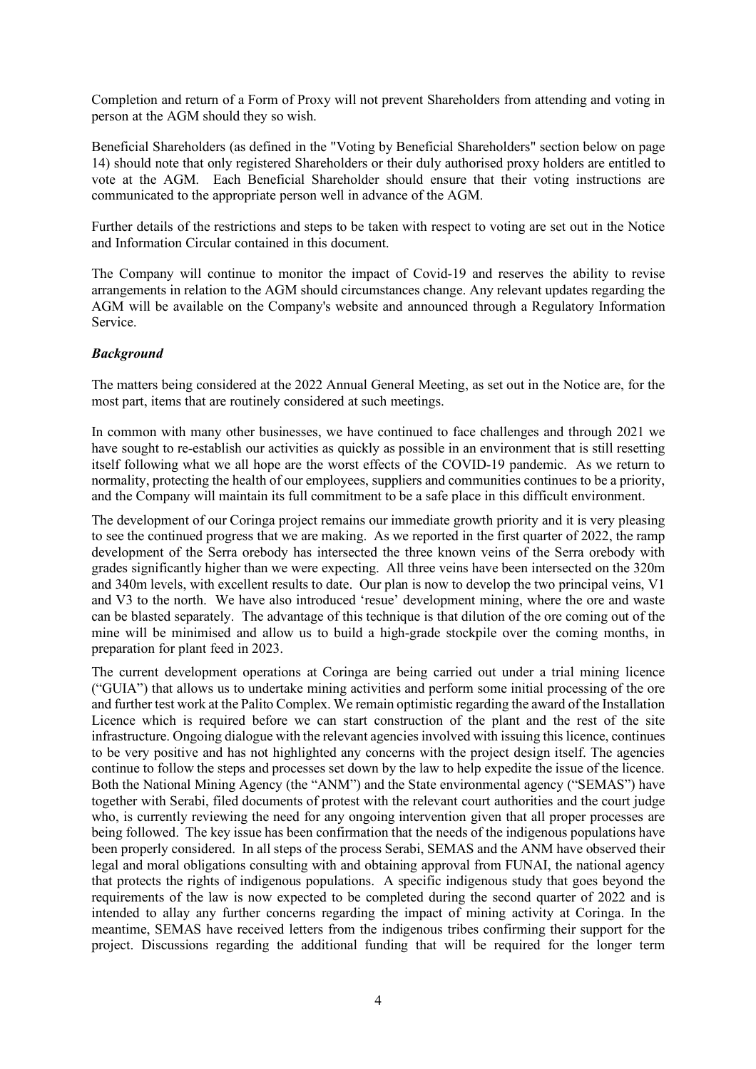Completion and return of a Form of Proxy will not prevent Shareholders from attending and voting in person at the AGM should they so wish.

Beneficial Shareholders (as defined in the "Voting by Beneficial Shareholders" section below on page 14) should note that only registered Shareholders or their duly authorised proxy holders are entitled to vote at the AGM. Each Beneficial Shareholder should ensure that their voting instructions are communicated to the appropriate person well in advance of the AGM.

Further details of the restrictions and steps to be taken with respect to voting are set out in the Notice and Information Circular contained in this document.

The Company will continue to monitor the impact of Covid-19 and reserves the ability to revise arrangements in relation to the AGM should circumstances change. Any relevant updates regarding the AGM will be available on the Company's website and announced through a Regulatory Information Service.

***Background***

The matters being considered at the 2022 Annual General Meeting, as set out in the Notice are, for the most part, items that are routinely considered at such meetings.

In common with many other businesses, we have continued to face challenges and through 2021 we have sought to re-establish our activities as quickly as possible in an environment that is still resetting itself following what we all hope are the worst effects of the COVID-19 pandemic. As we return to normality, protecting the health of our employees, suppliers and communities continues to be a priority, and the Company will maintain its full commitment to be a safe place in this difficult environment.

The development of our Coringa project remains our immediate growth priority and it is very pleasing to see the continued progress that we are making. As we reported in the first quarter of 2022, the ramp development of the Serra orebody has intersected the three known veins of the Serra orebody with grades significantly higher than we were expecting. All three veins have been intersected on the 320m and 340m levels, with excellent results to date. Our plan is now to develop the two principal veins, V1 and V3 to the north. We have also introduced 'resue' development mining, where the ore and waste can be blasted separately. The advantage of this technique is that dilution of the ore coming out of the mine will be minimised and allow us to build a high-grade stockpile over the coming months, in preparation for plant feed in 2023.

The current development operations at Coringa are being carried out under a trial mining licence ("GUIA") that allows us to undertake mining activities and perform some initial processing of the ore and further test work at the Palito Complex. We remain optimistic regarding the award of the Installation Licence which is required before we can start construction of the plant and the rest of the site infrastructure. Ongoing dialogue with the relevant agencies involved with issuing this licence, continues to be very positive and has not highlighted any concerns with the project design itself. The agencies continue to follow the steps and processes set down by the law to help expedite the issue of the licence. Both the National Mining Agency (the "ANM") and the State environmental agency ("SEMAS") have together with Serabi, filed documents of protest with the relevant court authorities and the court judge who, is currently reviewing the need for any ongoing intervention given that all proper processes are being followed. The key issue has been confirmation that the needs of the indigenous populations have been properly considered. In all steps of the process Serabi, SEMAS and the ANM have observed their legal and moral obligations consulting with and obtaining approval from FUNAI, the national agency that protects the rights of indigenous populations. A specific indigenous study that goes beyond the requirements of the law is now expected to be completed during the second quarter of 2022 and is intended to allay any further concerns regarding the impact of mining activity at Coringa. In the meantime, SEMAS have received letters from the indigenous tribes confirming their support for the project. Discussions regarding the additional funding that will be required for the longer term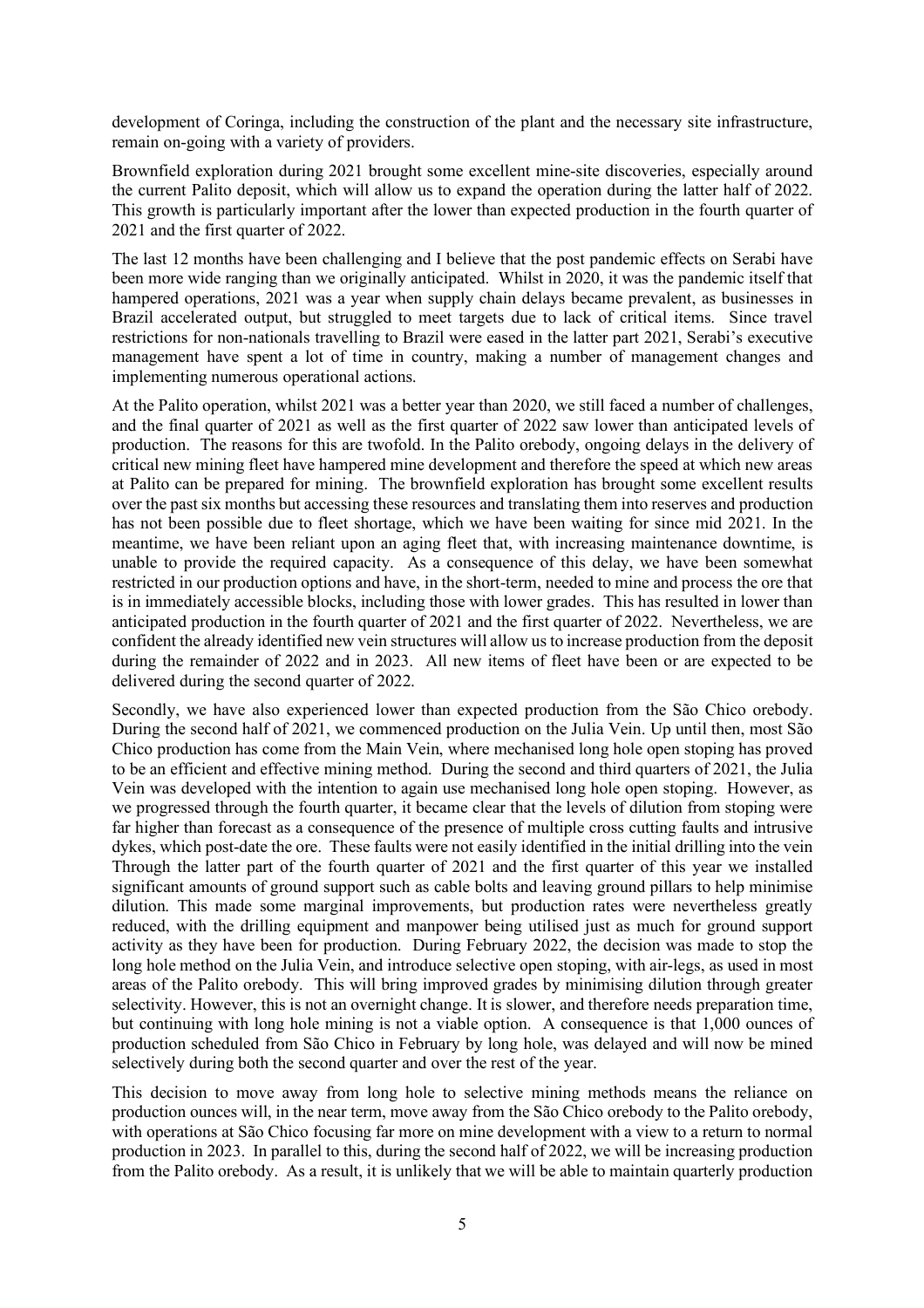development of Coringa, including the construction of the plant and the necessary site infrastructure, remain on-going with a variety of providers.

Brownfield exploration during 2021 brought some excellent mine-site discoveries, especially around the current Palito deposit, which will allow us to expand the operation during the latter half of 2022. This growth is particularly important after the lower than expected production in the fourth quarter of 2021 and the first quarter of 2022.

The last 12 months have been challenging and I believe that the post pandemic effects on Serabi have been more wide ranging than we originally anticipated. Whilst in 2020, it was the pandemic itself that hampered operations, 2021 was a year when supply chain delays became prevalent, as businesses in Brazil accelerated output, but struggled to meet targets due to lack of critical items. Since travel restrictions for non-nationals travelling to Brazil were eased in the latter part 2021, Serabi's executive management have spent a lot of time in country, making a number of management changes and implementing numerous operational actions.

At the Palito operation, whilst 2021 was a better year than 2020, we still faced a number of challenges, and the final quarter of 2021 as well as the first quarter of 2022 saw lower than anticipated levels of production. The reasons for this are twofold. In the Palito orebody, ongoing delays in the delivery of critical new mining fleet have hampered mine development and therefore the speed at which new areas at Palito can be prepared for mining. The brownfield exploration has brought some excellent results over the past six months but accessing these resources and translating them into reserves and production has not been possible due to fleet shortage, which we have been waiting for since mid 2021. In the meantime, we have been reliant upon an aging fleet that, with increasing maintenance downtime, is unable to provide the required capacity. As a consequence of this delay, we have been somewhat restricted in our production options and have, in the short-term, needed to mine and process the ore that is in immediately accessible blocks, including those with lower grades. This has resulted in lower than anticipated production in the fourth quarter of 2021 and the first quarter of 2022. Nevertheless, we are confident the already identified new vein structures will allow us to increase production from the deposit during the remainder of 2022 and in 2023. All new items of fleet have been or are expected to be delivered during the second quarter of 2022.

Secondly, we have also experienced lower than expected production from the São Chico orebody. During the second half of 2021, we commenced production on the Julia Vein. Up until then, most São Chico production has come from the Main Vein, where mechanised long hole open stoping has proved to be an efficient and effective mining method. During the second and third quarters of 2021, the Julia Vein was developed with the intention to again use mechanised long hole open stoping. However, as we progressed through the fourth quarter, it became clear that the levels of dilution from stoping were far higher than forecast as a consequence of the presence of multiple cross cutting faults and intrusive dykes, which post-date the ore. These faults were not easily identified in the initial drilling into the vein Through the latter part of the fourth quarter of 2021 and the first quarter of this year we installed significant amounts of ground support such as cable bolts and leaving ground pillars to help minimise dilution. This made some marginal improvements, but production rates were nevertheless greatly reduced, with the drilling equipment and manpower being utilised just as much for ground support activity as they have been for production. During February 2022, the decision was made to stop the long hole method on the Julia Vein, and introduce selective open stoping, with air-legs, as used in most areas of the Palito orebody. This will bring improved grades by minimising dilution through greater selectivity. However, this is not an overnight change. It is slower, and therefore needs preparation time, but continuing with long hole mining is not a viable option. A consequence is that 1,000 ounces of production scheduled from São Chico in February by long hole, was delayed and will now be mined selectively during both the second quarter and over the rest of the year.

This decision to move away from long hole to selective mining methods means the reliance on production ounces will, in the near term, move away from the São Chico orebody to the Palito orebody, with operations at São Chico focusing far more on mine development with a view to a return to normal production in 2023. In parallel to this, during the second half of 2022, we will be increasing production from the Palito orebody. As a result, it is unlikely that we will be able to maintain quarterly production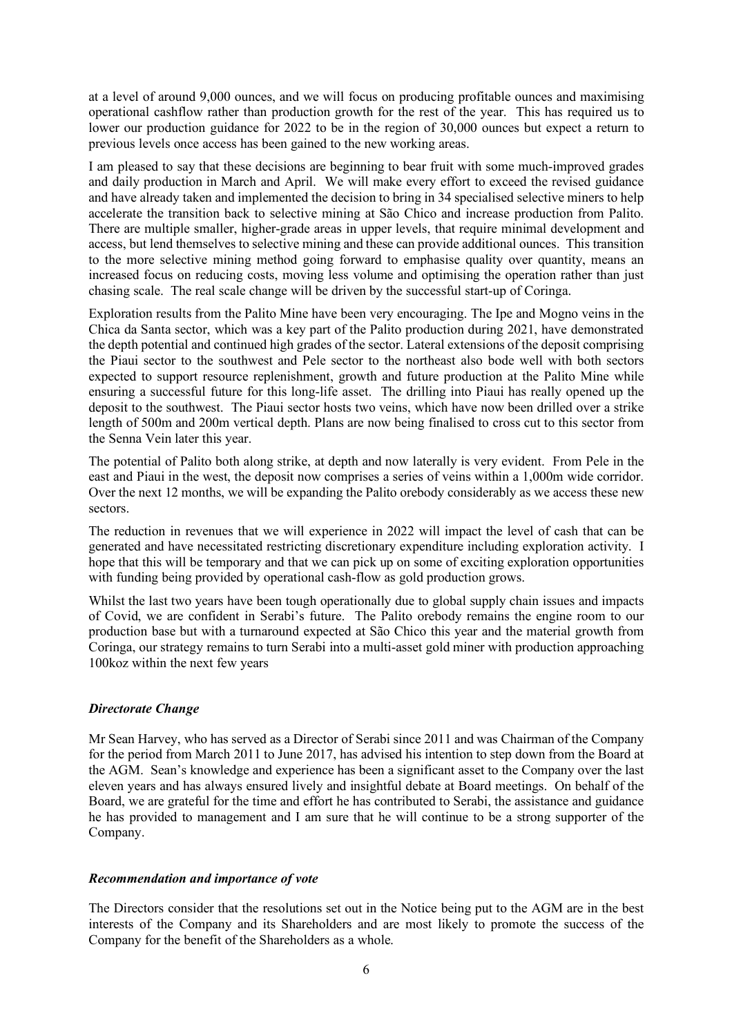at a level of around 9,000 ounces, and we will focus on producing profitable ounces and maximising operational cashflow rather than production growth for the rest of the year. This has required us to lower our production guidance for 2022 to be in the region of 30,000 ounces but expect a return to previous levels once access has been gained to the new working areas.

I am pleased to say that these decisions are beginning to bear fruit with some much-improved grades and daily production in March and April. We will make every effort to exceed the revised guidance and have already taken and implemented the decision to bring in 34 specialised selective miners to help accelerate the transition back to selective mining at São Chico and increase production from Palito. There are multiple smaller, higher-grade areas in upper levels, that require minimal development and access, but lend themselves to selective mining and these can provide additional ounces. This transition to the more selective mining method going forward to emphasise quality over quantity, means an increased focus on reducing costs, moving less volume and optimising the operation rather than just chasing scale. The real scale change will be driven by the successful start-up of Coringa.

Exploration results from the Palito Mine have been very encouraging. The Ipe and Mogno veins in the Chica da Santa sector, which was a key part of the Palito production during 2021, have demonstrated the depth potential and continued high grades of the sector. Lateral extensions of the deposit comprising the Piaui sector to the southwest and Pele sector to the northeast also bode well with both sectors expected to support resource replenishment, growth and future production at the Palito Mine while ensuring a successful future for this long-life asset. The drilling into Piaui has really opened up the deposit to the southwest. The Piaui sector hosts two veins, which have now been drilled over a strike length of 500m and 200m vertical depth. Plans are now being finalised to cross cut to this sector from the Senna Vein later this year.

The potential of Palito both along strike, at depth and now laterally is very evident. From Pele in the east and Piaui in the west, the deposit now comprises a series of veins within a 1,000m wide corridor. Over the next 12 months, we will be expanding the Palito orebody considerably as we access these new sectors.

The reduction in revenues that we will experience in 2022 will impact the level of cash that can be generated and have necessitated restricting discretionary expenditure including exploration activity. I hope that this will be temporary and that we can pick up on some of exciting exploration opportunities with funding being provided by operational cash-flow as gold production grows.

Whilst the last two years have been tough operationally due to global supply chain issues and impacts of Covid, we are confident in Serabi's future. The Palito orebody remains the engine room to our production base but with a turnaround expected at São Chico this year and the material growth from Coringa, our strategy remains to turn Serabi into a multi-asset gold miner with production approaching 100koz within the next few years

### *Directorate Change*

Mr Sean Harvey, who has served as a Director of Serabi since 2011 and was Chairman of the Company for the period from March 2011 to June 2017, has advised his intention to step down from the Board at the AGM. Sean's knowledge and experience has been a significant asset to the Company over the last eleven years and has always ensured lively and insightful debate at Board meetings. On behalf of the Board, we are grateful for the time and effort he has contributed to Serabi, the assistance and guidance he has provided to management and I am sure that he will continue to be a strong supporter of the Company.

### *Recommendation and importance of vote*

The Directors consider that the resolutions set out in the Notice being put to the AGM are in the best interests of the Company and its Shareholders and are most likely to promote the success of the Company for the benefit of the Shareholders as a whole.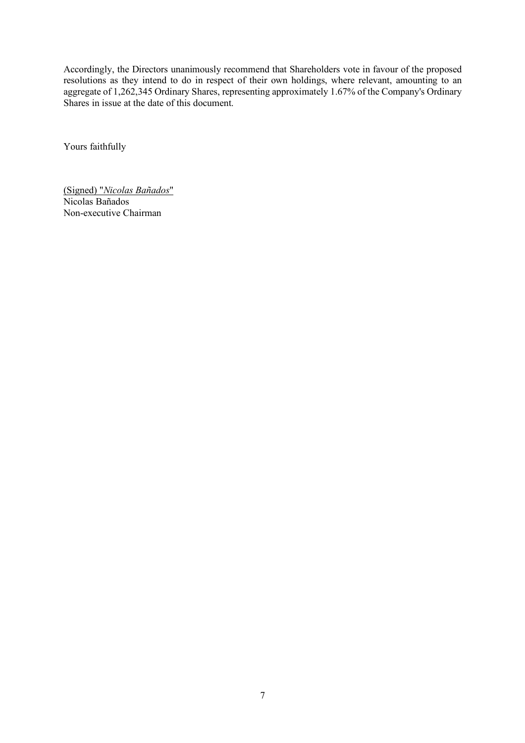Accordingly, the Directors unanimously recommend that Shareholders vote in favour of the proposed resolutions as they intend to do in respect of their own holdings, where relevant, amounting to an aggregate of 1,262,345 Ordinary Shares, representing approximately 1.67% of the Company's Ordinary Shares in issue at the date of this document.

Yours faithfully

(Signed) "*Nicolas Bañados*"
Nicolas Bañados
Non-executive Chairman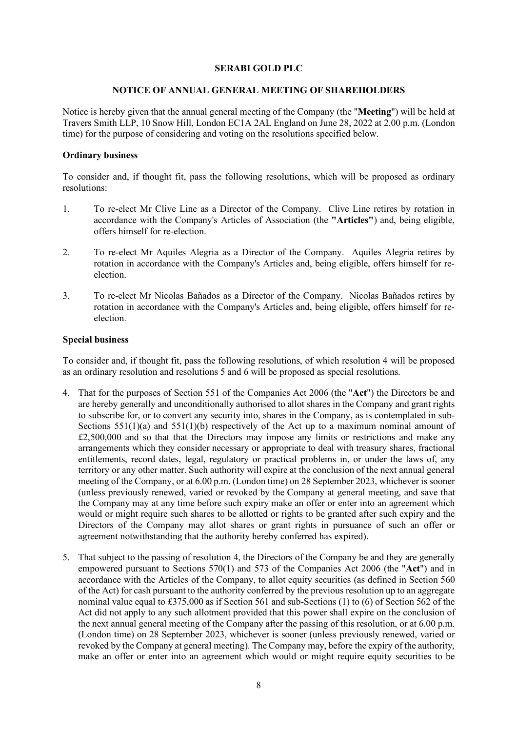**SERABI GOLD PLC**

**NOTICE OF ANNUAL GENERAL MEETING OF SHAREHOLDERS**

Notice is hereby given that the annual general meeting of the Company (the "**Meeting**") will be held at Travers Smith LLP, 10 Snow Hill, London EC1A 2AL England on June 28, 2022 at 2.00 p.m. (London time) for the purpose of considering and voting on the resolutions specified below.

**Ordinary business**

To consider and, if thought fit, pass the following resolutions, which will be proposed as ordinary resolutions:

1. To re-elect Mr Clive Line as a Director of the Company. Clive Line retires by rotation in accordance with the Company's Articles of Association (the **"Articles"**) and, being eligible, offers himself for re-election.

2. To re-elect Mr Aquiles Alegria as a Director of the Company. Aquiles Alegria retires by rotation in accordance with the Company's Articles and, being eligible, offers himself for re-election.

3. To re-elect Mr Nicolas Bañados as a Director of the Company. Nicolas Bañados retires by rotation in accordance with the Company's Articles and, being eligible, offers himself for re-election.

**Special business**

To consider and, if thought fit, pass the following resolutions, of which resolution 4 will be proposed as an ordinary resolution and resolutions 5 and 6 will be proposed as special resolutions.

4. That for the purposes of Section 551 of the Companies Act 2006 (the "**Act**") the Directors be and are hereby generally and unconditionally authorised to allot shares in the Company and grant rights to subscribe for, or to convert any security into, shares in the Company, as is contemplated in sub-Sections 551(1)(a) and 551(1)(b) respectively of the Act up to a maximum nominal amount of £2,500,000 and so that that the Directors may impose any limits or restrictions and make any arrangements which they consider necessary or appropriate to deal with treasury shares, fractional entitlements, record dates, legal, regulatory or practical problems in, or under the laws of, any territory or any other matter. Such authority will expire at the conclusion of the next annual general meeting of the Company, or at 6.00 p.m. (London time) on 28 September 2023, whichever is sooner (unless previously renewed, varied or revoked by the Company at general meeting, and save that the Company may at any time before such expiry make an offer or enter into an agreement which would or might require such shares to be allotted or rights to be granted after such expiry and the Directors of the Company may allot shares or grant rights in pursuance of such an offer or agreement notwithstanding that the authority hereby conferred has expired).

5. That subject to the passing of resolution 4, the Directors of the Company be and they are generally empowered pursuant to Sections 570(1) and 573 of the Companies Act 2006 (the "**Act**") and in accordance with the Articles of the Company, to allot equity securities (as defined in Section 560 of the Act) for cash pursuant to the authority conferred by the previous resolution up to an aggregate nominal value equal to £375,000 as if Section 561 and sub-Sections (1) to (6) of Section 562 of the Act did not apply to any such allotment provided that this power shall expire on the conclusion of the next annual general meeting of the Company after the passing of this resolution, or at 6.00 p.m. (London time) on 28 September 2023, whichever is sooner (unless previously renewed, varied or revoked by the Company at general meeting). The Company may, before the expiry of the authority, make an offer or enter into an agreement which would or might require equity securities to be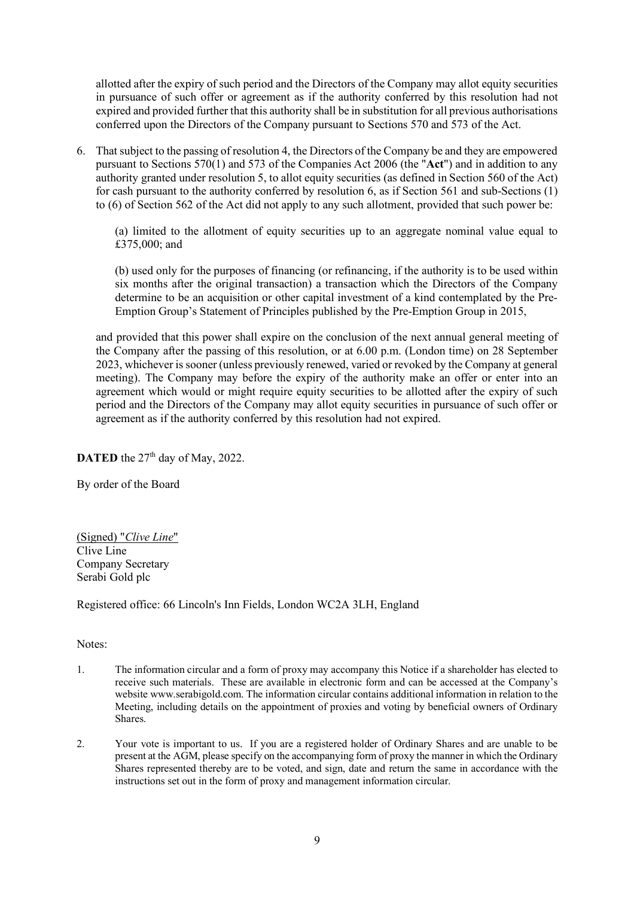allotted after the expiry of such period and the Directors of the Company may allot equity securities in pursuance of such offer or agreement as if the authority conferred by this resolution had not expired and provided further that this authority shall be in substitution for all previous authorisations conferred upon the Directors of the Company pursuant to Sections 570 and 573 of the Act.

6. That subject to the passing of resolution 4, the Directors of the Company be and they are empowered pursuant to Sections 570(1) and 573 of the Companies Act 2006 (the "**Act**") and in addition to any authority granted under resolution 5, to allot equity securities (as defined in Section 560 of the Act) for cash pursuant to the authority conferred by resolution 6, as if Section 561 and sub-Sections (1) to (6) of Section 562 of the Act did not apply to any such allotment, provided that such power be:

   (a) limited to the allotment of equity securities up to an aggregate nominal value equal to £375,000; and

   (b) used only for the purposes of financing (or refinancing, if the authority is to be used within six months after the original transaction) a transaction which the Directors of the Company determine to be an acquisition or other capital investment of a kind contemplated by the Pre-Emption Group's Statement of Principles published by the Pre-Emption Group in 2015,

   and provided that this power shall expire on the conclusion of the next annual general meeting of the Company after the passing of this resolution, or at 6.00 p.m. (London time) on 28 September 2023, whichever is sooner (unless previously renewed, varied or revoked by the Company at general meeting). The Company may before the expiry of the authority make an offer or enter into an agreement which would or might require equity securities to be allotted after the expiry of such period and the Directors of the Company may allot equity securities in pursuance of such offer or agreement as if the authority conferred by this resolution had not expired.

**DATED** the 27th day of May, 2022.

By order of the Board

(Signed) "*Clive Line*"
Clive Line
Company Secretary
Serabi Gold plc

Registered office: 66 Lincoln's Inn Fields, London WC2A 3LH, England

Notes:

1. The information circular and a form of proxy may accompany this Notice if a shareholder has elected to receive such materials. These are available in electronic form and can be accessed at the Company's website www.serabigold.com. The information circular contains additional information in relation to the Meeting, including details on the appointment of proxies and voting by beneficial owners of Ordinary Shares.

2. Your vote is important to us. If you are a registered holder of Ordinary Shares and are unable to be present at the AGM, please specify on the accompanying form of proxy the manner in which the Ordinary Shares represented thereby are to be voted, and sign, date and return the same in accordance with the instructions set out in the form of proxy and management information circular.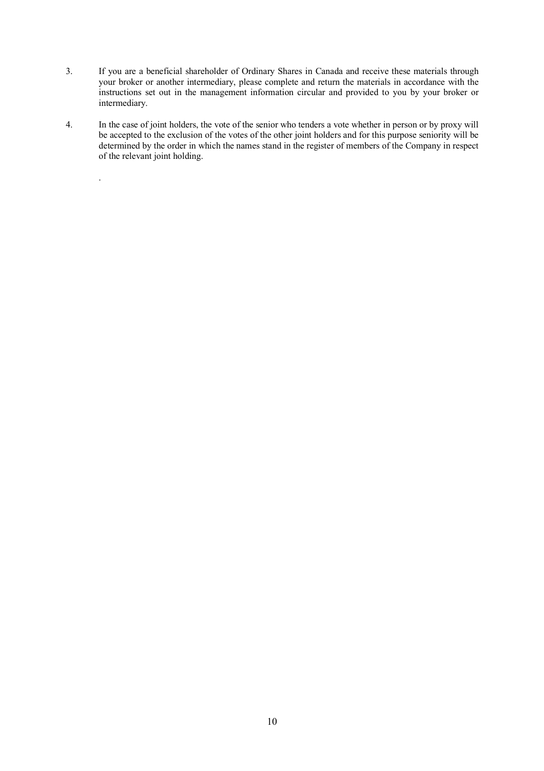3. If you are a beneficial shareholder of Ordinary Shares in Canada and receive these materials through your broker or another intermediary, please complete and return the materials in accordance with the instructions set out in the management information circular and provided to you by your broker or intermediary.

4. In the case of joint holders, the vote of the senior who tenders a vote whether in person or by proxy will be accepted to the exclusion of the votes of the other joint holders and for this purpose seniority will be determined by the order in which the names stand in the register of members of the Company in respect of the relevant joint holding.

.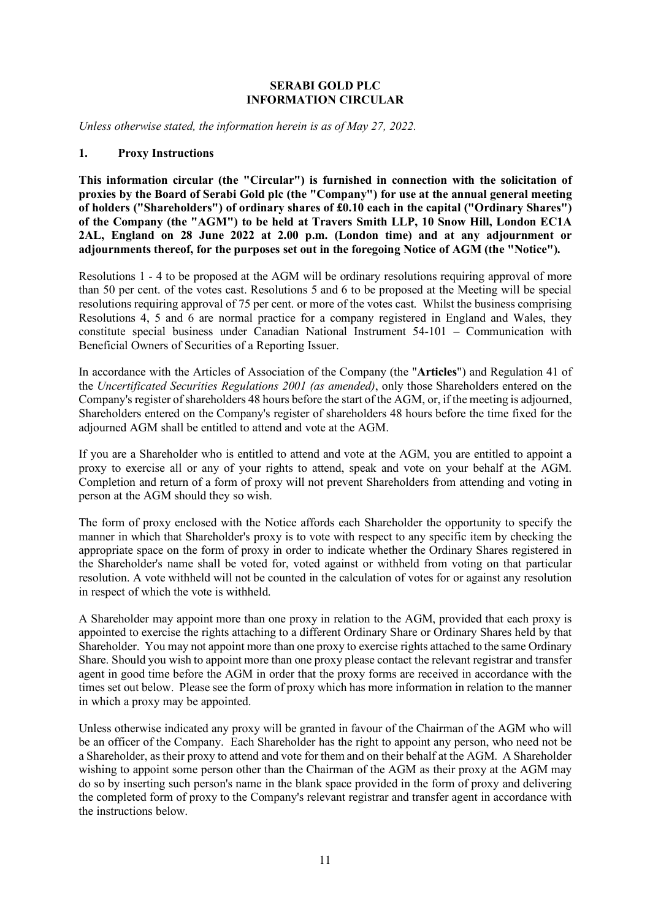**SERABI GOLD PLC**
**INFORMATION CIRCULAR**

*Unless otherwise stated, the information herein is as of May 27, 2022.*

## 1. Proxy Instructions

**This information circular (the "Circular") is furnished in connection with the solicitation of proxies by the Board of Serabi Gold plc (the "Company") for use at the annual general meeting of holders ("Shareholders") of ordinary shares of £0.10 each in the capital ("Ordinary Shares") of the Company (the "AGM") to be held at Travers Smith LLP, 10 Snow Hill, London EC1A 2AL, England on 28 June 2022 at 2.00 p.m. (London time) and at any adjournment or adjournments thereof, for the purposes set out in the foregoing Notice of AGM (the "Notice").**

Resolutions 1 - 4 to be proposed at the AGM will be ordinary resolutions requiring approval of more than 50 per cent. of the votes cast. Resolutions 5 and 6 to be proposed at the Meeting will be special resolutions requiring approval of 75 per cent. or more of the votes cast. Whilst the business comprising Resolutions 4, 5 and 6 are normal practice for a company registered in England and Wales, they constitute special business under Canadian National Instrument 54-101 – Communication with Beneficial Owners of Securities of a Reporting Issuer.

In accordance with the Articles of Association of the Company (the "**Articles**") and Regulation 41 of the *Uncertificated Securities Regulations 2001 (as amended)*, only those Shareholders entered on the Company's register of shareholders 48 hours before the start of the AGM, or, if the meeting is adjourned, Shareholders entered on the Company's register of shareholders 48 hours before the time fixed for the adjourned AGM shall be entitled to attend and vote at the AGM.

If you are a Shareholder who is entitled to attend and vote at the AGM, you are entitled to appoint a proxy to exercise all or any of your rights to attend, speak and vote on your behalf at the AGM. Completion and return of a form of proxy will not prevent Shareholders from attending and voting in person at the AGM should they so wish.

The form of proxy enclosed with the Notice affords each Shareholder the opportunity to specify the manner in which that Shareholder's proxy is to vote with respect to any specific item by checking the appropriate space on the form of proxy in order to indicate whether the Ordinary Shares registered in the Shareholder's name shall be voted for, voted against or withheld from voting on that particular resolution. A vote withheld will not be counted in the calculation of votes for or against any resolution in respect of which the vote is withheld.

A Shareholder may appoint more than one proxy in relation to the AGM, provided that each proxy is appointed to exercise the rights attaching to a different Ordinary Share or Ordinary Shares held by that Shareholder. You may not appoint more than one proxy to exercise rights attached to the same Ordinary Share. Should you wish to appoint more than one proxy please contact the relevant registrar and transfer agent in good time before the AGM in order that the proxy forms are received in accordance with the times set out below. Please see the form of proxy which has more information in relation to the manner in which a proxy may be appointed.

Unless otherwise indicated any proxy will be granted in favour of the Chairman of the AGM who will be an officer of the Company. Each Shareholder has the right to appoint any person, who need not be a Shareholder, as their proxy to attend and vote for them and on their behalf at the AGM. A Shareholder wishing to appoint some person other than the Chairman of the AGM as their proxy at the AGM may do so by inserting such person's name in the blank space provided in the form of proxy and delivering the completed form of proxy to the Company's relevant registrar and transfer agent in accordance with the instructions below.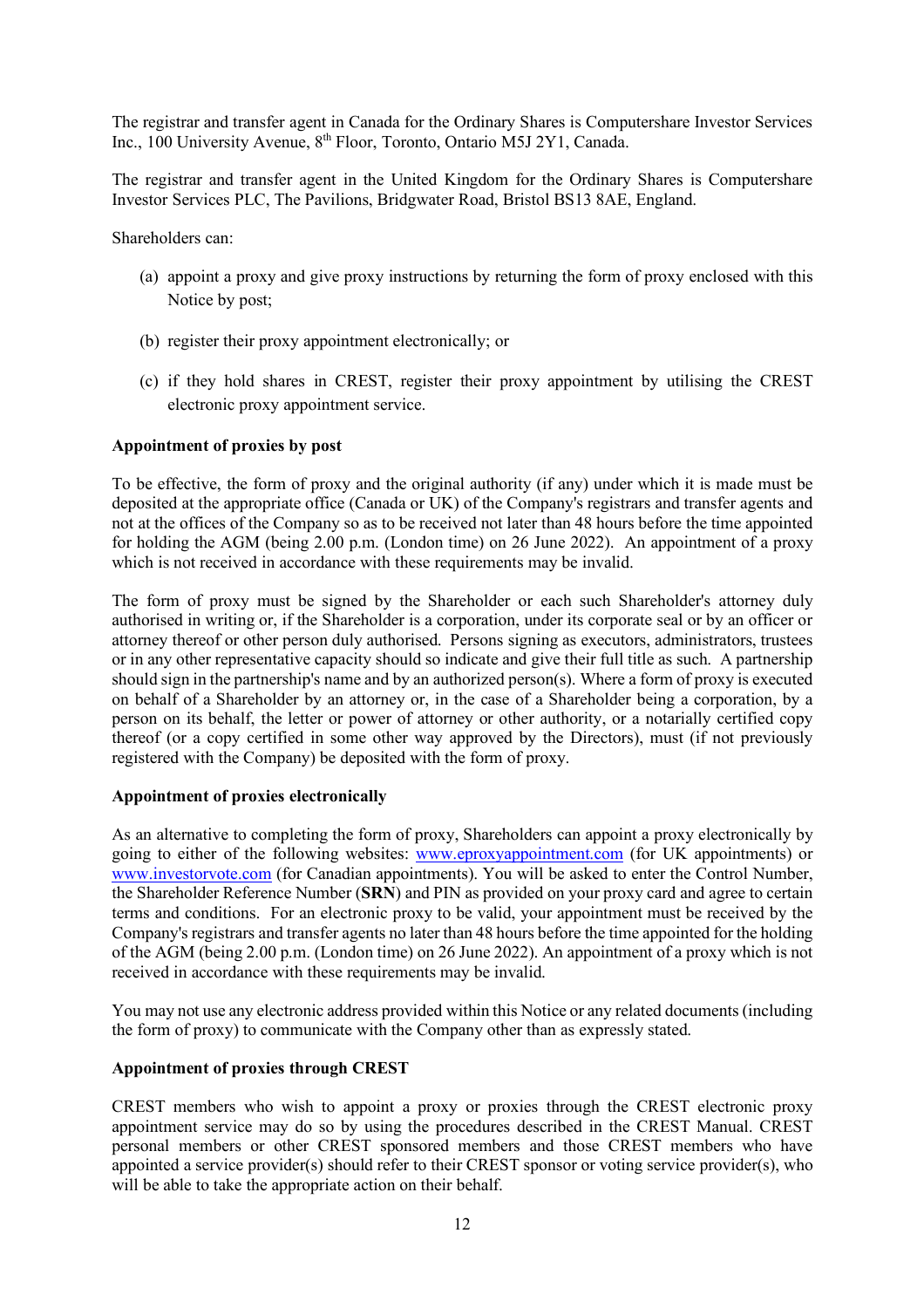The registrar and transfer agent in Canada for the Ordinary Shares is Computershare Investor Services Inc., 100 University Avenue, 8th Floor, Toronto, Ontario M5J 2Y1, Canada.

The registrar and transfer agent in the United Kingdom for the Ordinary Shares is Computershare Investor Services PLC, The Pavilions, Bridgwater Road, Bristol BS13 8AE, England.

Shareholders can:

(a) appoint a proxy and give proxy instructions by returning the form of proxy enclosed with this Notice by post;

(b) register their proxy appointment electronically; or

(c) if they hold shares in CREST, register their proxy appointment by utilising the CREST electronic proxy appointment service.

**Appointment of proxies by post**

To be effective, the form of proxy and the original authority (if any) under which it is made must be deposited at the appropriate office (Canada or UK) of the Company's registrars and transfer agents and not at the offices of the Company so as to be received not later than 48 hours before the time appointed for holding the AGM (being 2.00 p.m. (London time) on 26 June 2022). An appointment of a proxy which is not received in accordance with these requirements may be invalid.

The form of proxy must be signed by the Shareholder or each such Shareholder's attorney duly authorised in writing or, if the Shareholder is a corporation, under its corporate seal or by an officer or attorney thereof or other person duly authorised. Persons signing as executors, administrators, trustees or in any other representative capacity should so indicate and give their full title as such. A partnership should sign in the partnership's name and by an authorized person(s). Where a form of proxy is executed on behalf of a Shareholder by an attorney or, in the case of a Shareholder being a corporation, by a person on its behalf, the letter or power of attorney or other authority, or a notarially certified copy thereof (or a copy certified in some other way approved by the Directors), must (if not previously registered with the Company) be deposited with the form of proxy.

**Appointment of proxies electronically**

As an alternative to completing the form of proxy, Shareholders can appoint a proxy electronically by going to either of the following websites: www.eproxyappointment.com (for UK appointments) or www.investorvote.com (for Canadian appointments). You will be asked to enter the Control Number, the Shareholder Reference Number (**SRN**) and PIN as provided on your proxy card and agree to certain terms and conditions. For an electronic proxy to be valid, your appointment must be received by the Company's registrars and transfer agents no later than 48 hours before the time appointed for the holding of the AGM (being 2.00 p.m. (London time) on 26 June 2022). An appointment of a proxy which is not received in accordance with these requirements may be invalid.

You may not use any electronic address provided within this Notice or any related documents (including the form of proxy) to communicate with the Company other than as expressly stated.

**Appointment of proxies through CREST**

CREST members who wish to appoint a proxy or proxies through the CREST electronic proxy appointment service may do so by using the procedures described in the CREST Manual. CREST personal members or other CREST sponsored members and those CREST members who have appointed a service provider(s) should refer to their CREST sponsor or voting service provider(s), who will be able to take the appropriate action on their behalf.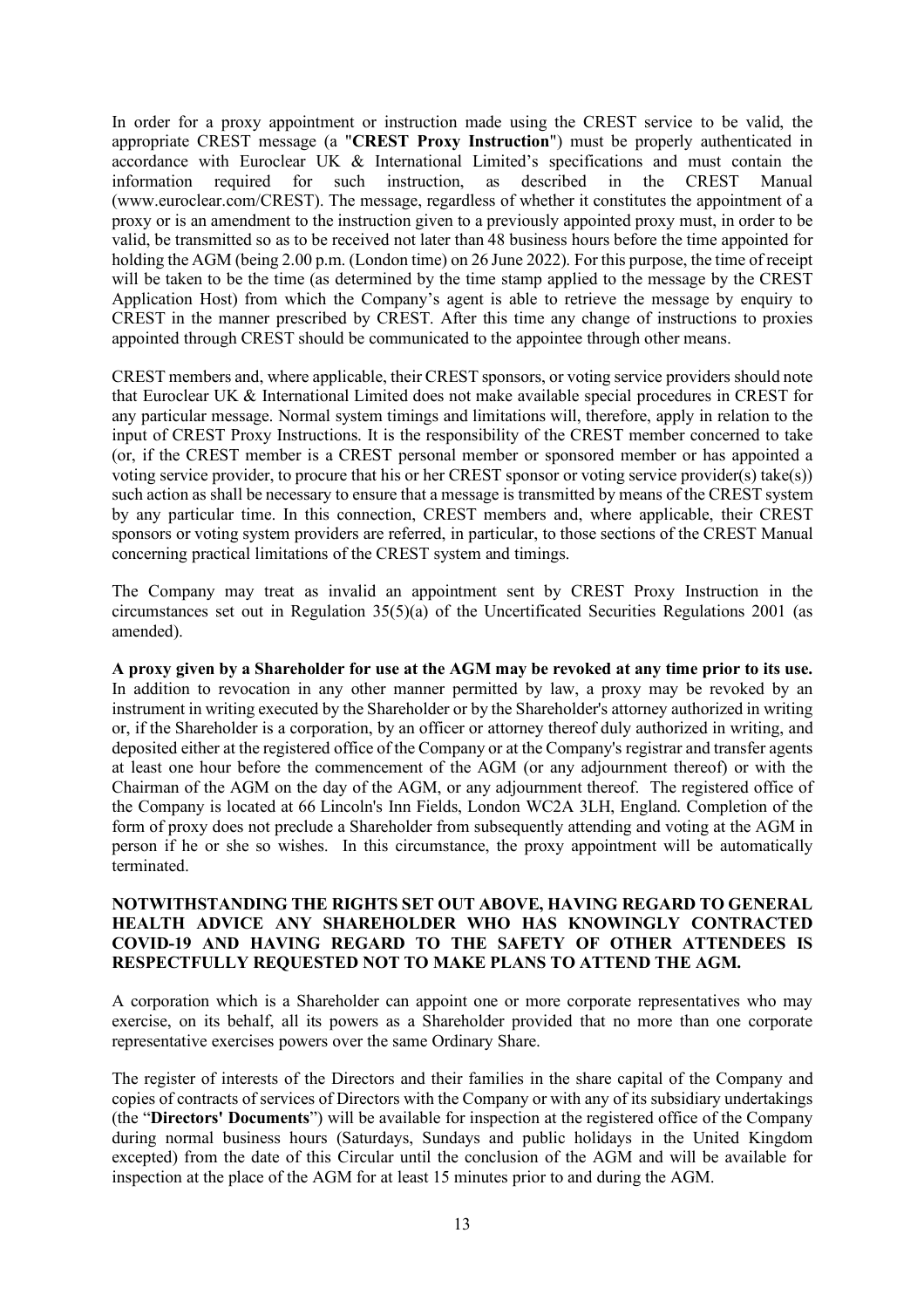In order for a proxy appointment or instruction made using the CREST service to be valid, the appropriate CREST message (a "**CREST Proxy Instruction**") must be properly authenticated in accordance with Euroclear UK & International Limited's specifications and must contain the information required for such instruction, as described in the CREST Manual (www.euroclear.com/CREST). The message, regardless of whether it constitutes the appointment of a proxy or is an amendment to the instruction given to a previously appointed proxy must, in order to be valid, be transmitted so as to be received not later than 48 business hours before the time appointed for holding the AGM (being 2.00 p.m. (London time) on 26 June 2022). For this purpose, the time of receipt will be taken to be the time (as determined by the time stamp applied to the message by the CREST Application Host) from which the Company's agent is able to retrieve the message by enquiry to CREST in the manner prescribed by CREST. After this time any change of instructions to proxies appointed through CREST should be communicated to the appointee through other means.

CREST members and, where applicable, their CREST sponsors, or voting service providers should note that Euroclear UK & International Limited does not make available special procedures in CREST for any particular message. Normal system timings and limitations will, therefore, apply in relation to the input of CREST Proxy Instructions. It is the responsibility of the CREST member concerned to take (or, if the CREST member is a CREST personal member or sponsored member or has appointed a voting service provider, to procure that his or her CREST sponsor or voting service provider(s) take(s)) such action as shall be necessary to ensure that a message is transmitted by means of the CREST system by any particular time. In this connection, CREST members and, where applicable, their CREST sponsors or voting system providers are referred, in particular, to those sections of the CREST Manual concerning practical limitations of the CREST system and timings.

The Company may treat as invalid an appointment sent by CREST Proxy Instruction in the circumstances set out in Regulation 35(5)(a) of the Uncertificated Securities Regulations 2001 (as amended).

**A proxy given by a Shareholder for use at the AGM may be revoked at any time prior to its use.** In addition to revocation in any other manner permitted by law, a proxy may be revoked by an instrument in writing executed by the Shareholder or by the Shareholder's attorney authorized in writing or, if the Shareholder is a corporation, by an officer or attorney thereof duly authorized in writing, and deposited either at the registered office of the Company or at the Company's registrar and transfer agents at least one hour before the commencement of the AGM (or any adjournment thereof) or with the Chairman of the AGM on the day of the AGM, or any adjournment thereof. The registered office of the Company is located at 66 Lincoln's Inn Fields, London WC2A 3LH, England. Completion of the form of proxy does not preclude a Shareholder from subsequently attending and voting at the AGM in person if he or she so wishes. In this circumstance, the proxy appointment will be automatically terminated.

**NOTWITHSTANDING THE RIGHTS SET OUT ABOVE, HAVING REGARD TO GENERAL HEALTH ADVICE ANY SHAREHOLDER WHO HAS KNOWINGLY CONTRACTED COVID-19 AND HAVING REGARD TO THE SAFETY OF OTHER ATTENDEES IS RESPECTFULLY REQUESTED NOT TO MAKE PLANS TO ATTEND THE AGM.**

A corporation which is a Shareholder can appoint one or more corporate representatives who may exercise, on its behalf, all its powers as a Shareholder provided that no more than one corporate representative exercises powers over the same Ordinary Share.

The register of interests of the Directors and their families in the share capital of the Company and copies of contracts of services of Directors with the Company or with any of its subsidiary undertakings (the "**Directors' Documents**") will be available for inspection at the registered office of the Company during normal business hours (Saturdays, Sundays and public holidays in the United Kingdom excepted) from the date of this Circular until the conclusion of the AGM and will be available for inspection at the place of the AGM for at least 15 minutes prior to and during the AGM.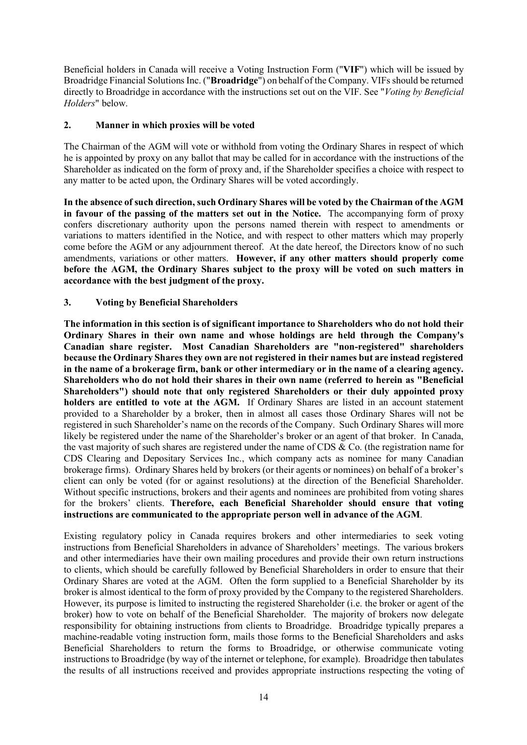Beneficial holders in Canada will receive a Voting Instruction Form ("**VIF**") which will be issued by Broadridge Financial Solutions Inc. ("**Broadridge**") on behalf of the Company. VIFs should be returned directly to Broadridge in accordance with the instructions set out on the VIF. See "*Voting by Beneficial Holders*" below.

## 2. Manner in which proxies will be voted

The Chairman of the AGM will vote or withhold from voting the Ordinary Shares in respect of which he is appointed by proxy on any ballot that may be called for in accordance with the instructions of the Shareholder as indicated on the form of proxy and, if the Shareholder specifies a choice with respect to any matter to be acted upon, the Ordinary Shares will be voted accordingly.

**In the absence of such direction, such Ordinary Shares will be voted by the Chairman of the AGM in favour of the passing of the matters set out in the Notice.** The accompanying form of proxy confers discretionary authority upon the persons named therein with respect to amendments or variations to matters identified in the Notice, and with respect to other matters which may properly come before the AGM or any adjournment thereof. At the date hereof, the Directors know of no such amendments, variations or other matters. **However, if any other matters should properly come before the AGM, the Ordinary Shares subject to the proxy will be voted on such matters in accordance with the best judgment of the proxy.**

## 3. Voting by Beneficial Shareholders

**The information in this section is of significant importance to Shareholders who do not hold their Ordinary Shares in their own name and whose holdings are held through the Company's Canadian share register. Most Canadian Shareholders are "non-registered" shareholders because the Ordinary Shares they own are not registered in their names but are instead registered in the name of a brokerage firm, bank or other intermediary or in the name of a clearing agency. Shareholders who do not hold their shares in their own name (referred to herein as "Beneficial Shareholders") should note that only registered Shareholders or their duly appointed proxy holders are entitled to vote at the AGM.** If Ordinary Shares are listed in an account statement provided to a Shareholder by a broker, then in almost all cases those Ordinary Shares will not be registered in such Shareholder's name on the records of the Company. Such Ordinary Shares will more likely be registered under the name of the Shareholder's broker or an agent of that broker. In Canada, the vast majority of such shares are registered under the name of CDS & Co. (the registration name for CDS Clearing and Depositary Services Inc., which company acts as nominee for many Canadian brokerage firms). Ordinary Shares held by brokers (or their agents or nominees) on behalf of a broker's client can only be voted (for or against resolutions) at the direction of the Beneficial Shareholder. Without specific instructions, brokers and their agents and nominees are prohibited from voting shares for the brokers' clients. **Therefore, each Beneficial Shareholder should ensure that voting instructions are communicated to the appropriate person well in advance of the AGM**.

Existing regulatory policy in Canada requires brokers and other intermediaries to seek voting instructions from Beneficial Shareholders in advance of Shareholders' meetings. The various brokers and other intermediaries have their own mailing procedures and provide their own return instructions to clients, which should be carefully followed by Beneficial Shareholders in order to ensure that their Ordinary Shares are voted at the AGM. Often the form supplied to a Beneficial Shareholder by its broker is almost identical to the form of proxy provided by the Company to the registered Shareholders. However, its purpose is limited to instructing the registered Shareholder (i.e. the broker or agent of the broker) how to vote on behalf of the Beneficial Shareholder. The majority of brokers now delegate responsibility for obtaining instructions from clients to Broadridge. Broadridge typically prepares a machine-readable voting instruction form, mails those forms to the Beneficial Shareholders and asks Beneficial Shareholders to return the forms to Broadridge, or otherwise communicate voting instructions to Broadridge (by way of the internet or telephone, for example). Broadridge then tabulates the results of all instructions received and provides appropriate instructions respecting the voting of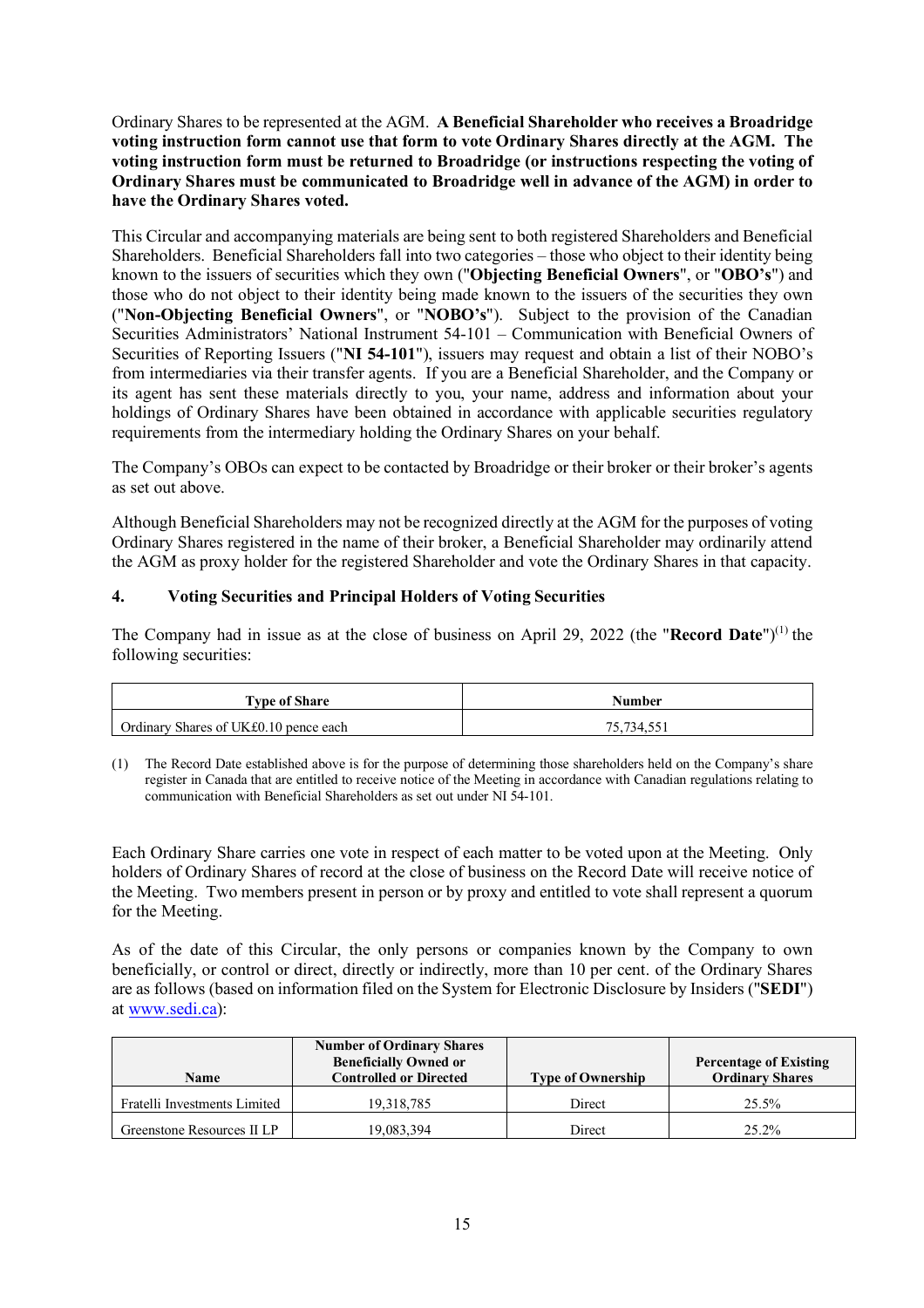Ordinary Shares to be represented at the AGM. **A Beneficial Shareholder who receives a Broadridge voting instruction form cannot use that form to vote Ordinary Shares directly at the AGM. The voting instruction form must be returned to Broadridge (or instructions respecting the voting of Ordinary Shares must be communicated to Broadridge well in advance of the AGM) in order to have the Ordinary Shares voted.**

This Circular and accompanying materials are being sent to both registered Shareholders and Beneficial Shareholders. Beneficial Shareholders fall into two categories – those who object to their identity being known to the issuers of securities which they own ("**Objecting Beneficial Owners**", or "**OBO's**") and those who do not object to their identity being made known to the issuers of the securities they own ("**Non-Objecting Beneficial Owners**", or "**NOBO's**"). Subject to the provision of the Canadian Securities Administrators' National Instrument 54-101 – Communication with Beneficial Owners of Securities of Reporting Issuers ("**NI 54-101**"), issuers may request and obtain a list of their NOBO's from intermediaries via their transfer agents. If you are a Beneficial Shareholder, and the Company or its agent has sent these materials directly to you, your name, address and information about your holdings of Ordinary Shares have been obtained in accordance with applicable securities regulatory requirements from the intermediary holding the Ordinary Shares on your behalf.

The Company's OBOs can expect to be contacted by Broadridge or their broker or their broker's agents as set out above.

Although Beneficial Shareholders may not be recognized directly at the AGM for the purposes of voting Ordinary Shares registered in the name of their broker, a Beneficial Shareholder may ordinarily attend the AGM as proxy holder for the registered Shareholder and vote the Ordinary Shares in that capacity.

## 4. Voting Securities and Principal Holders of Voting Securities

The Company had in issue as at the close of business on April 29, 2022 (the "**Record Date**")[(1)] the following securities:

| Type of Share | Number |
|---|---|
| Ordinary Shares of UK£0.10 pence each | 75,734,551 |

(1) The Record Date established above is for the purpose of determining those shareholders held on the Company's share register in Canada that are entitled to receive notice of the Meeting in accordance with Canadian regulations relating to communication with Beneficial Shareholders as set out under NI 54-101.

Each Ordinary Share carries one vote in respect of each matter to be voted upon at the Meeting. Only holders of Ordinary Shares of record at the close of business on the Record Date will receive notice of the Meeting. Two members present in person or by proxy and entitled to vote shall represent a quorum for the Meeting.

As of the date of this Circular, the only persons or companies known by the Company to own beneficially, or control or direct, directly or indirectly, more than 10 per cent. of the Ordinary Shares are as follows (based on information filed on the System for Electronic Disclosure by Insiders ("**SEDI**") at www.sedi.ca):

| Name | Number of Ordinary Shares Beneficially Owned or Controlled or Directed | Type of Ownership | Percentage of Existing Ordinary Shares |
|---|---|---|---|
| Fratelli Investments Limited | 19,318,785 | Direct | 25.5% |
| Greenstone Resources II LP | 19,083,394 | Direct | 25.2% |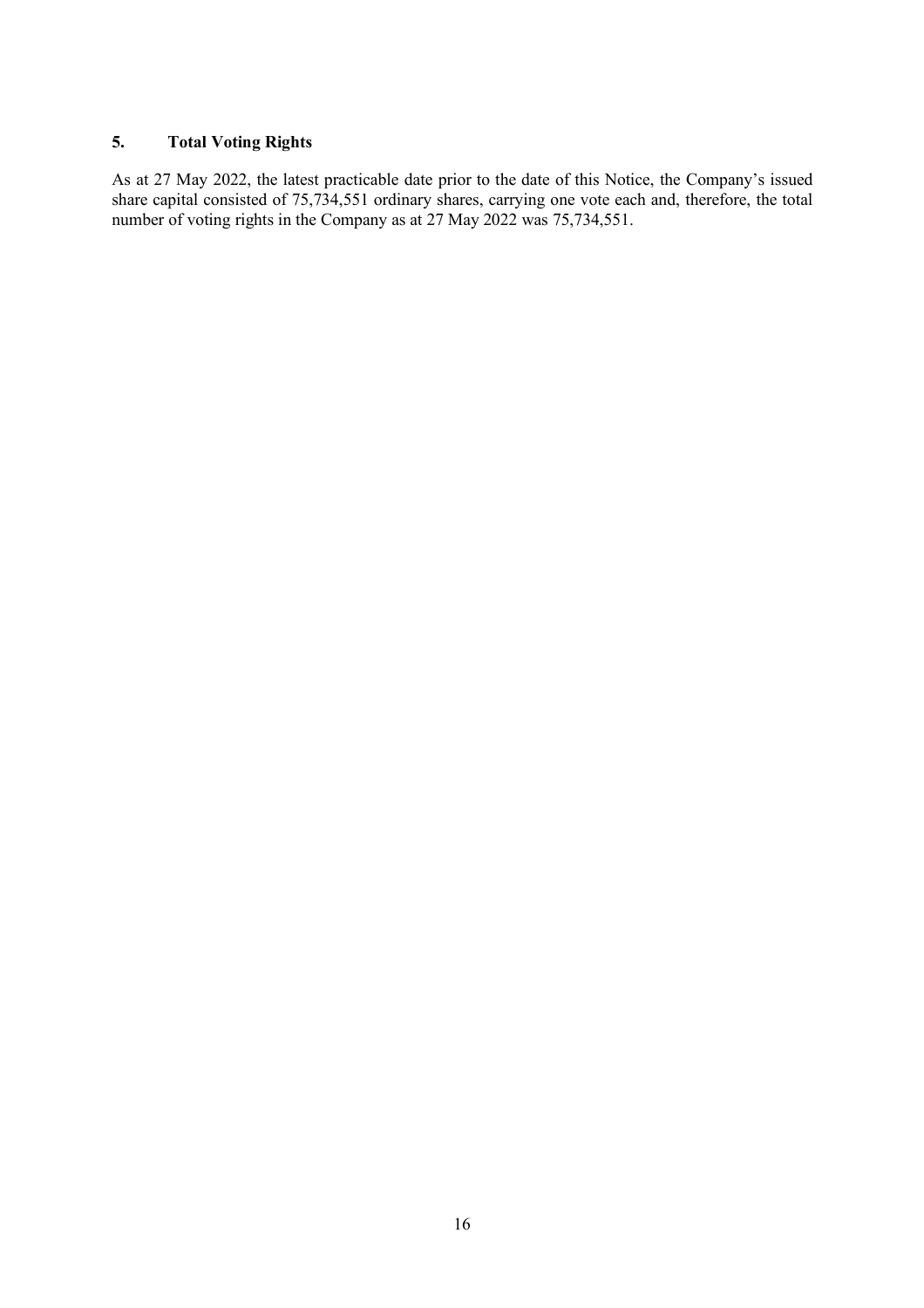## 5. Total Voting Rights

As at 27 May 2022, the latest practicable date prior to the date of this Notice, the Company's issued share capital consisted of 75,734,551 ordinary shares, carrying one vote each and, therefore, the total number of voting rights in the Company as at 27 May 2022 was 75,734,551.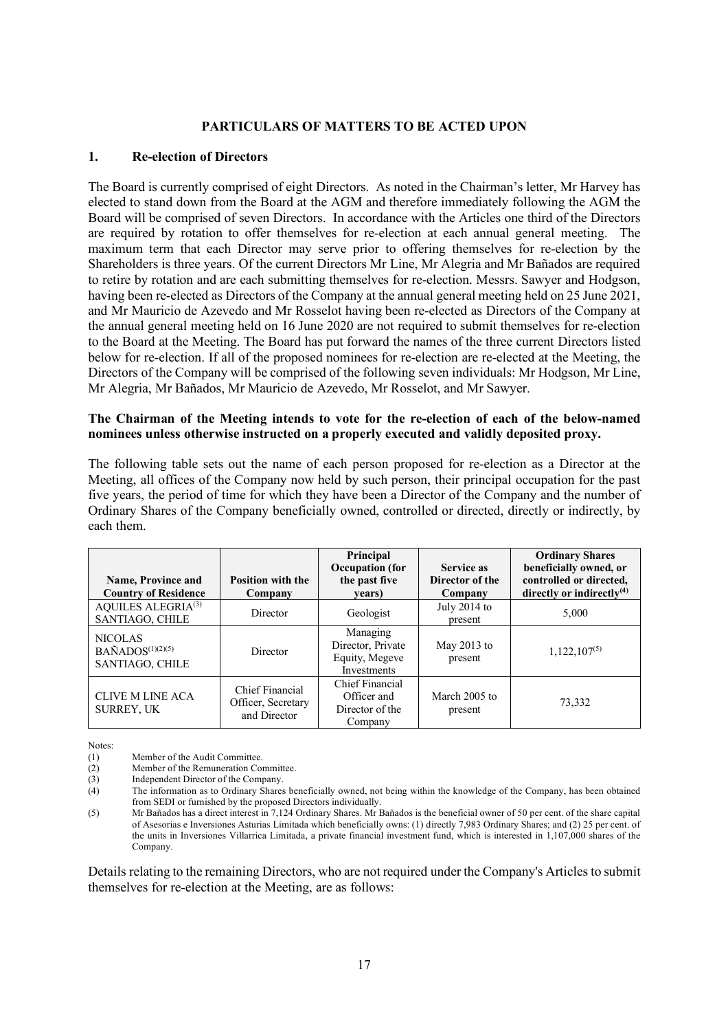## PARTICULARS OF MATTERS TO BE ACTED UPON

### 1. Re-election of Directors

The Board is currently comprised of eight Directors. As noted in the Chairman's letter, Mr Harvey has elected to stand down from the Board at the AGM and therefore immediately following the AGM the Board will be comprised of seven Directors. In accordance with the Articles one third of the Directors are required by rotation to offer themselves for re-election at each annual general meeting. The maximum term that each Director may serve prior to offering themselves for re-election by the Shareholders is three years. Of the current Directors Mr Line, Mr Alegria and Mr Bañados are required to retire by rotation and are each submitting themselves for re-election. Messrs. Sawyer and Hodgson, having been re-elected as Directors of the Company at the annual general meeting held on 25 June 2021, and Mr Mauricio de Azevedo and Mr Rosselot having been re-elected as Directors of the Company at the annual general meeting held on 16 June 2020 are not required to submit themselves for re-election to the Board at the Meeting. The Board has put forward the names of the three current Directors listed below for re-election. If all of the proposed nominees for re-election are re-elected at the Meeting, the Directors of the Company will be comprised of the following seven individuals: Mr Hodgson, Mr Line, Mr Alegria, Mr Bañados, Mr Mauricio de Azevedo, Mr Rosselot, and Mr Sawyer.

**The Chairman of the Meeting intends to vote for the re-election of each of the below-named nominees unless otherwise instructed on a properly executed and validly deposited proxy.**

The following table sets out the name of each person proposed for re-election as a Director at the Meeting, all offices of the Company now held by such person, their principal occupation for the past five years, the period of time for which they have been a Director of the Company and the number of Ordinary Shares of the Company beneficially owned, controlled or directed, directly or indirectly, by each them.

| Name, Province and Country of Residence | Position with the Company | Principal Occupation (for the past five years) | Service as Director of the Company | Ordinary Shares beneficially owned, or controlled or directed, directly or indirectly(4) |
|---|---|---|---|---|
| AQUILES ALEGRIA(3) SANTIAGO, CHILE | Director | Geologist | July 2014 to present | 5,000 |
| NICOLAS BAÑADOS(1)(2)(5) SANTIAGO, CHILE | Director | Managing Director, Private Equity, Megeve Investments | May 2013 to present | 1,122,107(5) |
| CLIVE M LINE ACA SURREY, UK | Chief Financial Officer, Secretary and Director | Chief Financial Officer and Director of the Company | March 2005 to present | 73,332 |

Notes:

(1) Member of the Audit Committee.

(2) Member of the Remuneration Committee.

(3) Independent Director of the Company.

(4) The information as to Ordinary Shares beneficially owned, not being within the knowledge of the Company, has been obtained from SEDI or furnished by the proposed Directors individually.

(5) Mr Bañados has a direct interest in 7,124 Ordinary Shares. Mr Bañados is the beneficial owner of 50 per cent. of the share capital of Asesorias e Inversiones Asturias Limitada which beneficially owns: (1) directly 7,983 Ordinary Shares; and (2) 25 per cent. of the units in Inversiones Villarrica Limitada, a private financial investment fund, which is interested in 1,107,000 shares of the Company.

Details relating to the remaining Directors, who are not required under the Company's Articles to submit themselves for re-election at the Meeting, are as follows: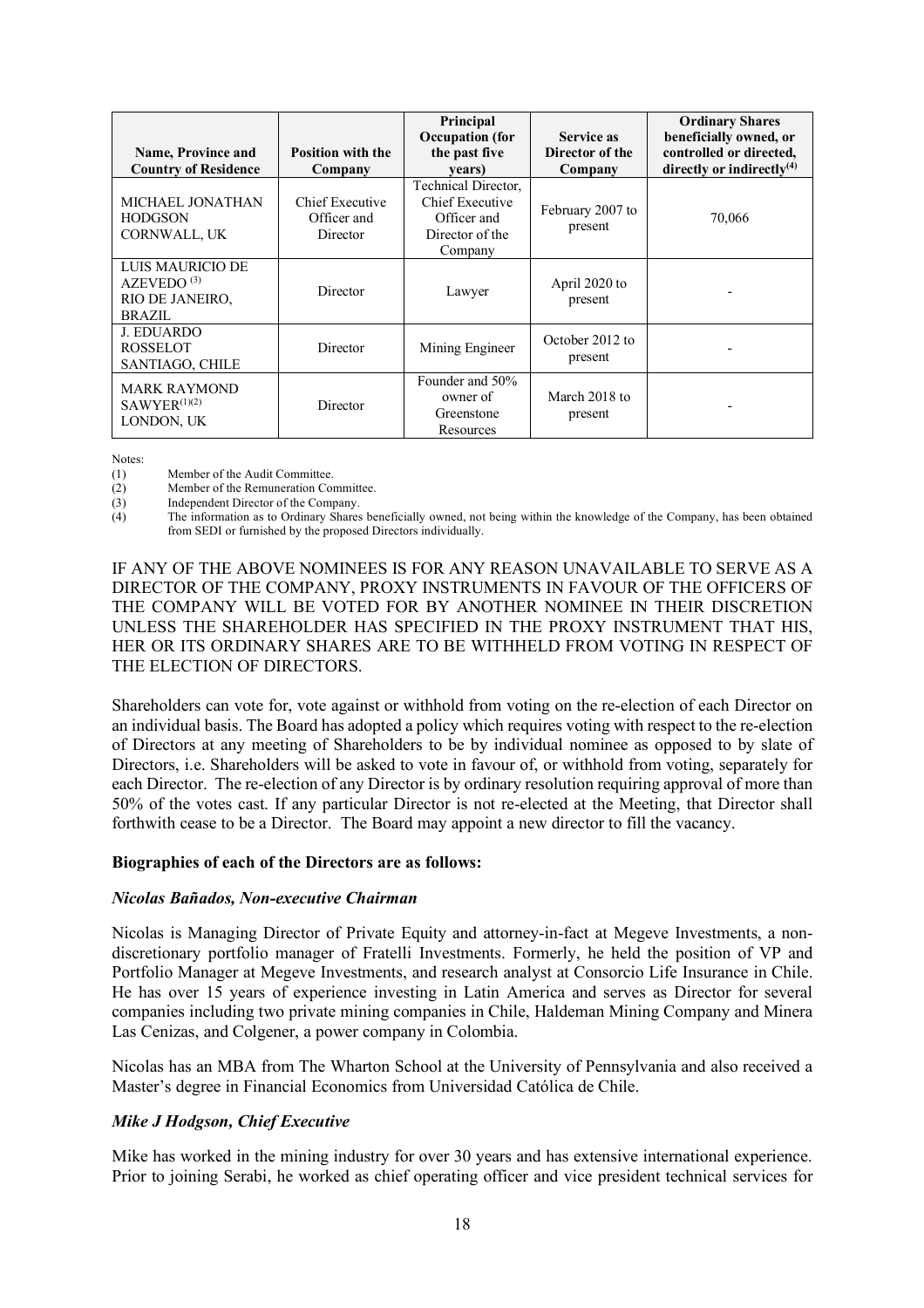| Name, Province and Country of Residence | Position with the Company | Principal Occupation (for the past five years) | Service as Director of the Company | Ordinary Shares beneficially owned, or controlled or directed, directly or indirectly[(4)] |
|---|---|---|---|---|
| MICHAEL JONATHAN HODGSON CORNWALL, UK | Chief Executive Officer and Director | Technical Director, Chief Executive Officer and Director of the Company | February 2007 to present | 70,066 |
| LUIS MAURICIO DE AZEVEDO [(3)] RIO DE JANEIRO, BRAZIL | Director | Lawyer | April 2020 to present | - |
| J. EDUARDO ROSSELOT SANTIAGO, CHILE | Director | Mining Engineer | October 2012 to present | - |
| MARK RAYMOND SAWYER[(1)(2)] LONDON, UK | Director | Founder and 50% owner of Greenstone Resources | March 2018 to present | - |

Notes:

(1) Member of the Audit Committee.

(2) Member of the Remuneration Committee.

(3) Independent Director of the Company.

(4) The information as to Ordinary Shares beneficially owned, not being within the knowledge of the Company, has been obtained from SEDI or furnished by the proposed Directors individually.

IF ANY OF THE ABOVE NOMINEES IS FOR ANY REASON UNAVAILABLE TO SERVE AS A DIRECTOR OF THE COMPANY, PROXY INSTRUMENTS IN FAVOUR OF THE OFFICERS OF THE COMPANY WILL BE VOTED FOR BY ANOTHER NOMINEE IN THEIR DISCRETION UNLESS THE SHAREHOLDER HAS SPECIFIED IN THE PROXY INSTRUMENT THAT HIS, HER OR ITS ORDINARY SHARES ARE TO BE WITHHELD FROM VOTING IN RESPECT OF THE ELECTION OF DIRECTORS.

Shareholders can vote for, vote against or withhold from voting on the re-election of each Director on an individual basis. The Board has adopted a policy which requires voting with respect to the re-election of Directors at any meeting of Shareholders to be by individual nominee as opposed to by slate of Directors, i.e. Shareholders will be asked to vote in favour of, or withhold from voting, separately for each Director. The re-election of any Director is by ordinary resolution requiring approval of more than 50% of the votes cast. If any particular Director is not re-elected at the Meeting, that Director shall forthwith cease to be a Director. The Board may appoint a new director to fill the vacancy.

**Biographies of each of the Directors are as follows:**

***Nicolas Bañados, Non-executive Chairman***

Nicolas is Managing Director of Private Equity and attorney-in-fact at Megeve Investments, a non-discretionary portfolio manager of Fratelli Investments. Formerly, he held the position of VP and Portfolio Manager at Megeve Investments, and research analyst at Consorcio Life Insurance in Chile. He has over 15 years of experience investing in Latin America and serves as Director for several companies including two private mining companies in Chile, Haldeman Mining Company and Minera Las Cenizas, and Colgener, a power company in Colombia.

Nicolas has an MBA from The Wharton School at the University of Pennsylvania and also received a Master's degree in Financial Economics from Universidad Católica de Chile.

***Mike J Hodgson, Chief Executive***

Mike has worked in the mining industry for over 30 years and has extensive international experience. Prior to joining Serabi, he worked as chief operating officer and vice president technical services for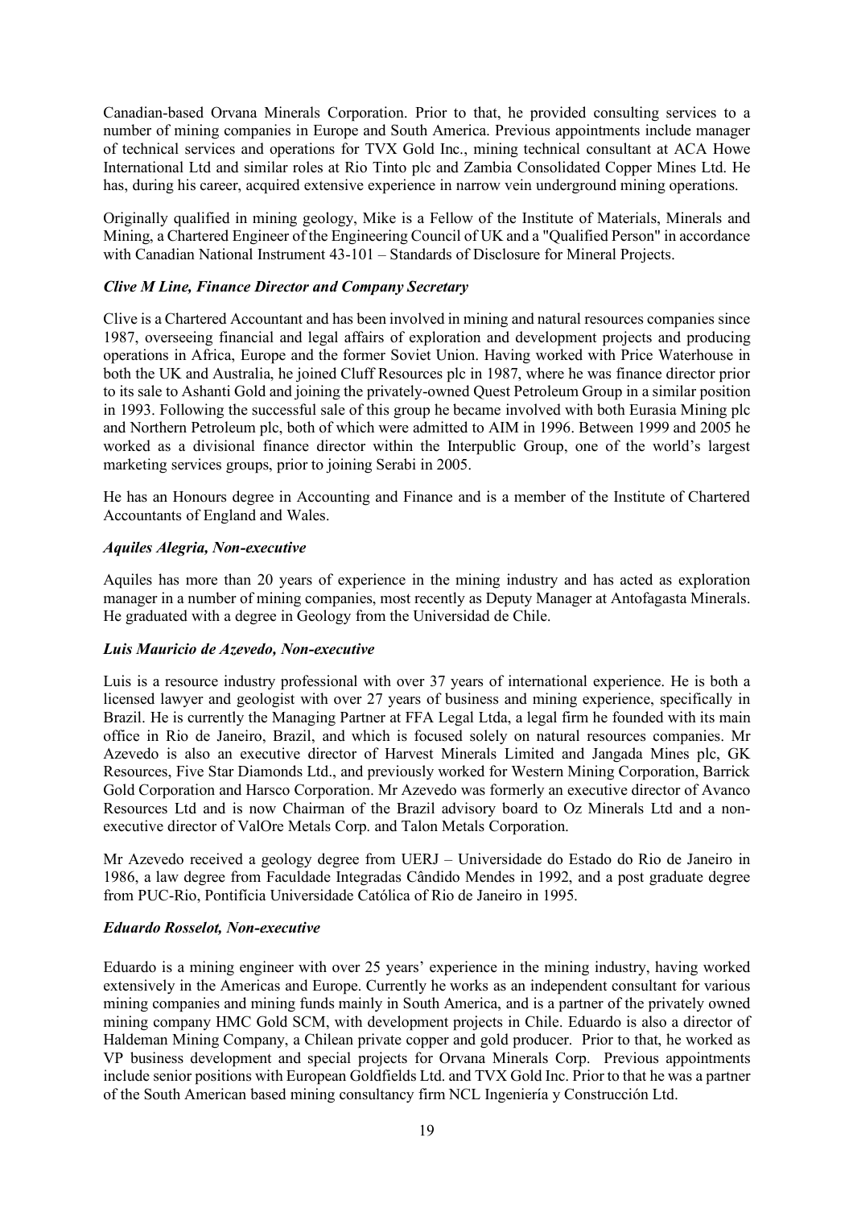Canadian-based Orvana Minerals Corporation. Prior to that, he provided consulting services to a number of mining companies in Europe and South America. Previous appointments include manager of technical services and operations for TVX Gold Inc., mining technical consultant at ACA Howe International Ltd and similar roles at Rio Tinto plc and Zambia Consolidated Copper Mines Ltd. He has, during his career, acquired extensive experience in narrow vein underground mining operations.

Originally qualified in mining geology, Mike is a Fellow of the Institute of Materials, Minerals and Mining, a Chartered Engineer of the Engineering Council of UK and a "Qualified Person" in accordance with Canadian National Instrument 43-101 – Standards of Disclosure for Mineral Projects.

***Clive M Line, Finance Director and Company Secretary***

Clive is a Chartered Accountant and has been involved in mining and natural resources companies since 1987, overseeing financial and legal affairs of exploration and development projects and producing operations in Africa, Europe and the former Soviet Union. Having worked with Price Waterhouse in both the UK and Australia, he joined Cluff Resources plc in 1987, where he was finance director prior to its sale to Ashanti Gold and joining the privately-owned Quest Petroleum Group in a similar position in 1993. Following the successful sale of this group he became involved with both Eurasia Mining plc and Northern Petroleum plc, both of which were admitted to AIM in 1996. Between 1999 and 2005 he worked as a divisional finance director within the Interpublic Group, one of the world's largest marketing services groups, prior to joining Serabi in 2005.

He has an Honours degree in Accounting and Finance and is a member of the Institute of Chartered Accountants of England and Wales.

***Aquiles Alegria, Non-executive***

Aquiles has more than 20 years of experience in the mining industry and has acted as exploration manager in a number of mining companies, most recently as Deputy Manager at Antofagasta Minerals. He graduated with a degree in Geology from the Universidad de Chile.

***Luis Mauricio de Azevedo, Non-executive***

Luis is a resource industry professional with over 37 years of international experience. He is both a licensed lawyer and geologist with over 27 years of business and mining experience, specifically in Brazil. He is currently the Managing Partner at FFA Legal Ltda, a legal firm he founded with its main office in Rio de Janeiro, Brazil, and which is focused solely on natural resources companies. Mr Azevedo is also an executive director of Harvest Minerals Limited and Jangada Mines plc, GK Resources, Five Star Diamonds Ltd., and previously worked for Western Mining Corporation, Barrick Gold Corporation and Harsco Corporation. Mr Azevedo was formerly an executive director of Avanco Resources Ltd and is now Chairman of the Brazil advisory board to Oz Minerals Ltd and a non-executive director of ValOre Metals Corp. and Talon Metals Corporation.

Mr Azevedo received a geology degree from UERJ – Universidade do Estado do Rio de Janeiro in 1986, a law degree from Faculdade Integradas Cândido Mendes in 1992, and a post graduate degree from PUC-Rio, Pontifícia Universidade Católica of Rio de Janeiro in 1995.

***Eduardo Rosselot, Non-executive***

Eduardo is a mining engineer with over 25 years' experience in the mining industry, having worked extensively in the Americas and Europe. Currently he works as an independent consultant for various mining companies and mining funds mainly in South America, and is a partner of the privately owned mining company HMC Gold SCM, with development projects in Chile. Eduardo is also a director of Haldeman Mining Company, a Chilean private copper and gold producer. Prior to that, he worked as VP business development and special projects for Orvana Minerals Corp. Previous appointments include senior positions with European Goldfields Ltd. and TVX Gold Inc. Prior to that he was a partner of the South American based mining consultancy firm NCL Ingeniería y Construcción Ltd.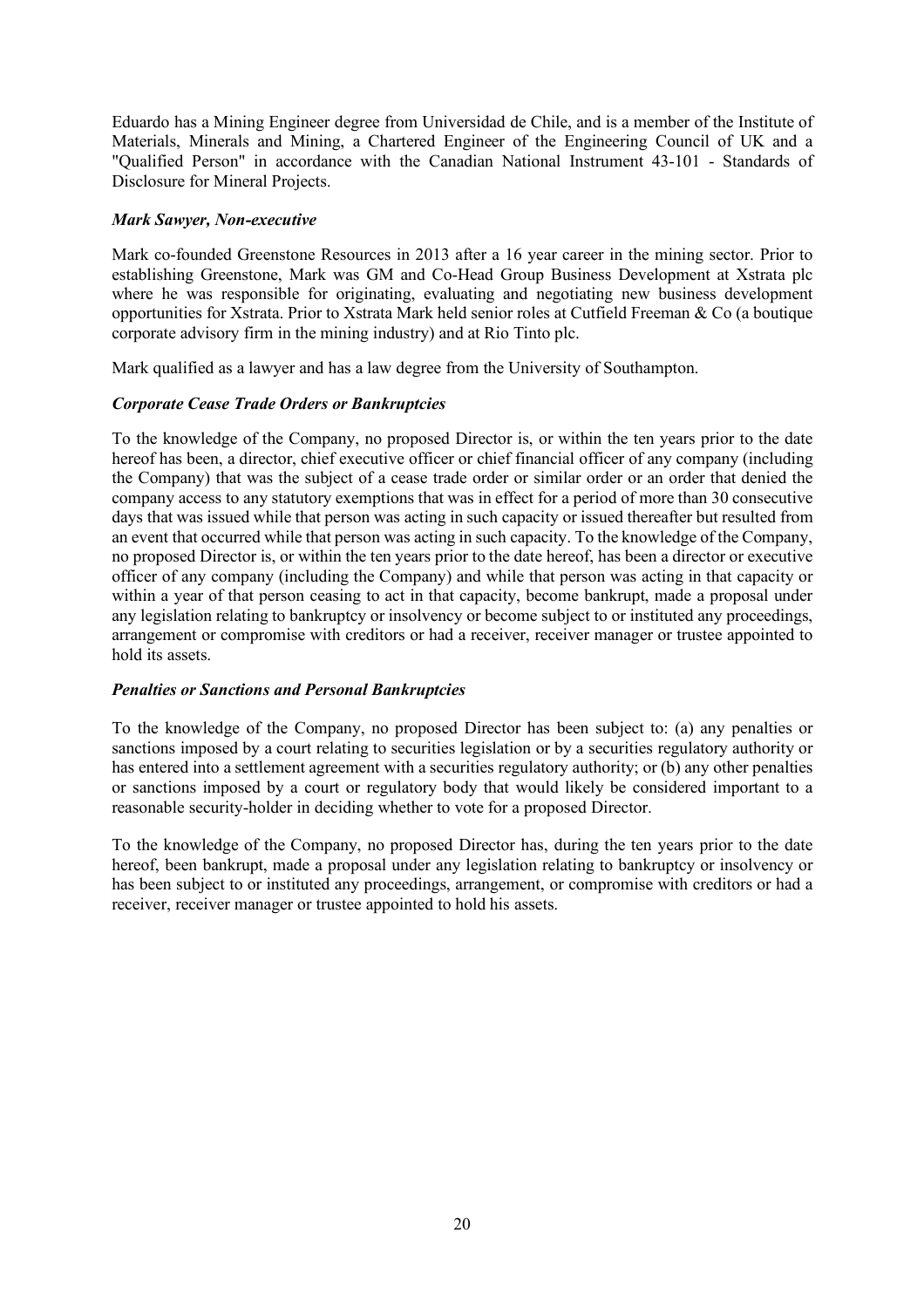Eduardo has a Mining Engineer degree from Universidad de Chile, and is a member of the Institute of Materials, Minerals and Mining, a Chartered Engineer of the Engineering Council of UK and a "Qualified Person" in accordance with the Canadian National Instrument 43-101 - Standards of Disclosure for Mineral Projects.

***Mark Sawyer, Non-executive***

Mark co-founded Greenstone Resources in 2013 after a 16 year career in the mining sector. Prior to establishing Greenstone, Mark was GM and Co-Head Group Business Development at Xstrata plc where he was responsible for originating, evaluating and negotiating new business development opportunities for Xstrata. Prior to Xstrata Mark held senior roles at Cutfield Freeman & Co (a boutique corporate advisory firm in the mining industry) and at Rio Tinto plc.

Mark qualified as a lawyer and has a law degree from the University of Southampton.

***Corporate Cease Trade Orders or Bankruptcies***

To the knowledge of the Company, no proposed Director is, or within the ten years prior to the date hereof has been, a director, chief executive officer or chief financial officer of any company (including the Company) that was the subject of a cease trade order or similar order or an order that denied the company access to any statutory exemptions that was in effect for a period of more than 30 consecutive days that was issued while that person was acting in such capacity or issued thereafter but resulted from an event that occurred while that person was acting in such capacity. To the knowledge of the Company, no proposed Director is, or within the ten years prior to the date hereof, has been a director or executive officer of any company (including the Company) and while that person was acting in that capacity or within a year of that person ceasing to act in that capacity, become bankrupt, made a proposal under any legislation relating to bankruptcy or insolvency or become subject to or instituted any proceedings, arrangement or compromise with creditors or had a receiver, receiver manager or trustee appointed to hold its assets.

***Penalties or Sanctions and Personal Bankruptcies***

To the knowledge of the Company, no proposed Director has been subject to: (a) any penalties or sanctions imposed by a court relating to securities legislation or by a securities regulatory authority or has entered into a settlement agreement with a securities regulatory authority; or (b) any other penalties or sanctions imposed by a court or regulatory body that would likely be considered important to a reasonable security-holder in deciding whether to vote for a proposed Director.

To the knowledge of the Company, no proposed Director has, during the ten years prior to the date hereof, been bankrupt, made a proposal under any legislation relating to bankruptcy or insolvency or has been subject to or instituted any proceedings, arrangement, or compromise with creditors or had a receiver, receiver manager or trustee appointed to hold his assets.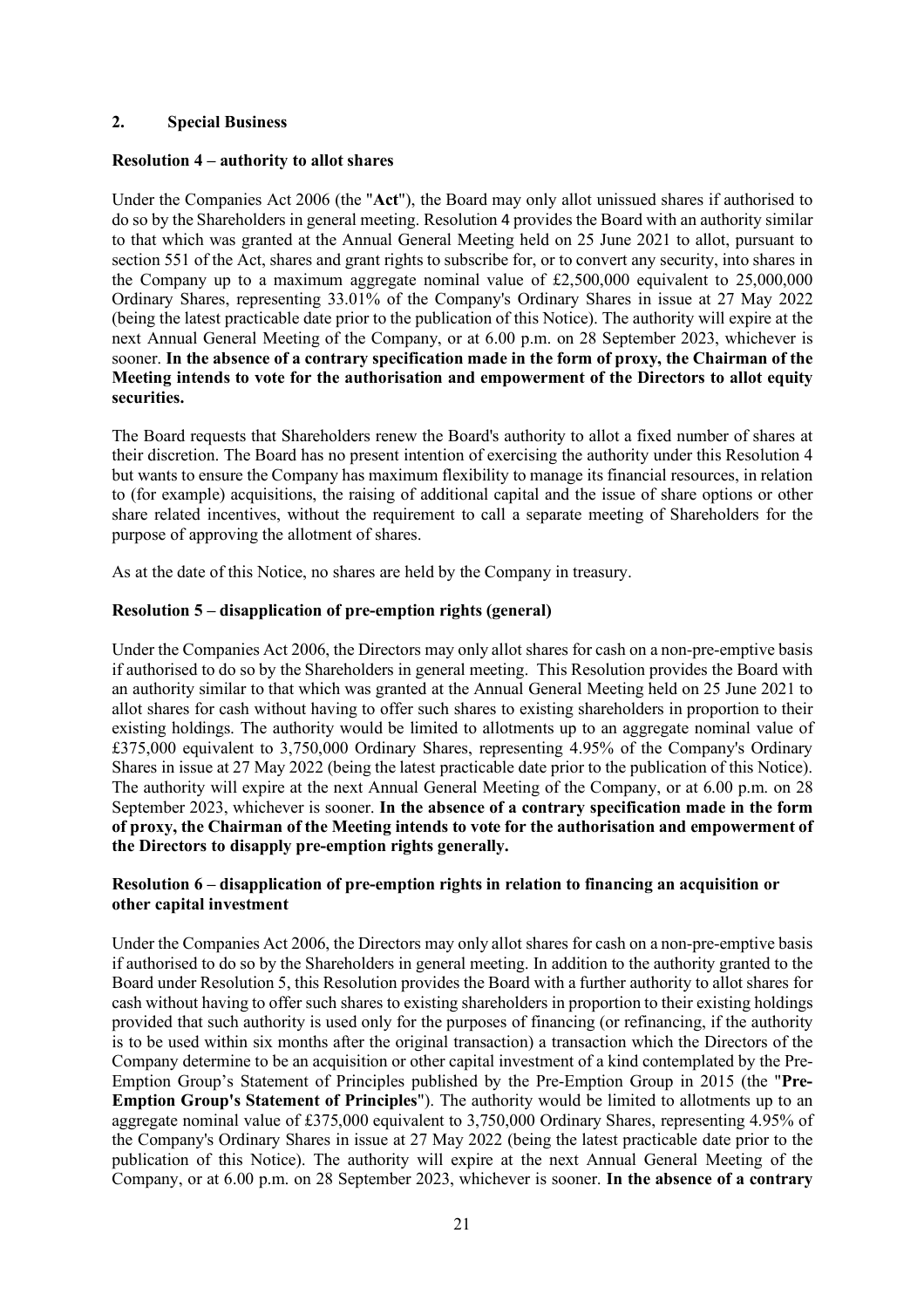## 2. Special Business

**Resolution 4 – authority to allot shares**

Under the Companies Act 2006 (the "**Act**"), the Board may only allot unissued shares if authorised to do so by the Shareholders in general meeting. Resolution 4 provides the Board with an authority similar to that which was granted at the Annual General Meeting held on 25 June 2021 to allot, pursuant to section 551 of the Act, shares and grant rights to subscribe for, or to convert any security, into shares in the Company up to a maximum aggregate nominal value of £2,500,000 equivalent to 25,000,000 Ordinary Shares, representing 33.01% of the Company's Ordinary Shares in issue at 27 May 2022 (being the latest practicable date prior to the publication of this Notice). The authority will expire at the next Annual General Meeting of the Company, or at 6.00 p.m. on 28 September 2023, whichever is sooner. **In the absence of a contrary specification made in the form of proxy, the Chairman of the Meeting intends to vote for the authorisation and empowerment of the Directors to allot equity securities.**

The Board requests that Shareholders renew the Board's authority to allot a fixed number of shares at their discretion. The Board has no present intention of exercising the authority under this Resolution 4 but wants to ensure the Company has maximum flexibility to manage its financial resources, in relation to (for example) acquisitions, the raising of additional capital and the issue of share options or other share related incentives, without the requirement to call a separate meeting of Shareholders for the purpose of approving the allotment of shares.

As at the date of this Notice, no shares are held by the Company in treasury.

**Resolution 5 – disapplication of pre-emption rights (general)**

Under the Companies Act 2006, the Directors may only allot shares for cash on a non-pre-emptive basis if authorised to do so by the Shareholders in general meeting. This Resolution provides the Board with an authority similar to that which was granted at the Annual General Meeting held on 25 June 2021 to allot shares for cash without having to offer such shares to existing shareholders in proportion to their existing holdings. The authority would be limited to allotments up to an aggregate nominal value of £375,000 equivalent to 3,750,000 Ordinary Shares, representing 4.95% of the Company's Ordinary Shares in issue at 27 May 2022 (being the latest practicable date prior to the publication of this Notice). The authority will expire at the next Annual General Meeting of the Company, or at 6.00 p.m. on 28 September 2023, whichever is sooner. **In the absence of a contrary specification made in the form of proxy, the Chairman of the Meeting intends to vote for the authorisation and empowerment of the Directors to disapply pre-emption rights generally.**

**Resolution 6 – disapplication of pre-emption rights in relation to financing an acquisition or other capital investment**

Under the Companies Act 2006, the Directors may only allot shares for cash on a non-pre-emptive basis if authorised to do so by the Shareholders in general meeting. In addition to the authority granted to the Board under Resolution 5, this Resolution provides the Board with a further authority to allot shares for cash without having to offer such shares to existing shareholders in proportion to their existing holdings provided that such authority is used only for the purposes of financing (or refinancing, if the authority is to be used within six months after the original transaction) a transaction which the Directors of the Company determine to be an acquisition or other capital investment of a kind contemplated by the Pre-Emption Group's Statement of Principles published by the Pre-Emption Group in 2015 (the "**Pre-Emption Group's Statement of Principles**"). The authority would be limited to allotments up to an aggregate nominal value of £375,000 equivalent to 3,750,000 Ordinary Shares, representing 4.95% of the Company's Ordinary Shares in issue at 27 May 2022 (being the latest practicable date prior to the publication of this Notice). The authority will expire at the next Annual General Meeting of the Company, or at 6.00 p.m. on 28 September 2023, whichever is sooner. **In the absence of a contrary**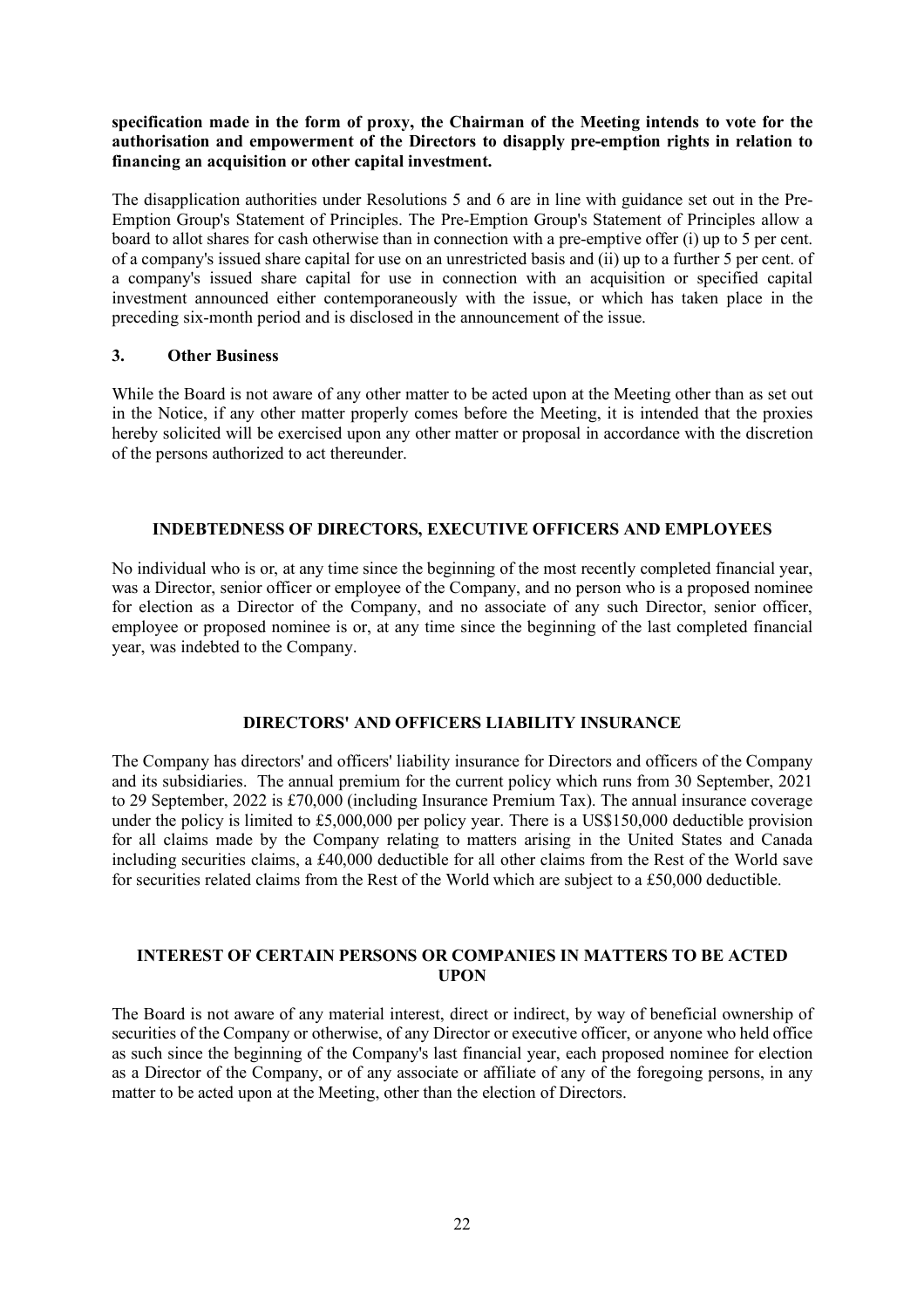**specification made in the form of proxy, the Chairman of the Meeting intends to vote for the authorisation and empowerment of the Directors to disapply pre-emption rights in relation to financing an acquisition or other capital investment.**

The disapplication authorities under Resolutions 5 and 6 are in line with guidance set out in the Pre-Emption Group's Statement of Principles. The Pre-Emption Group's Statement of Principles allow a board to allot shares for cash otherwise than in connection with a pre-emptive offer (i) up to 5 per cent. of a company's issued share capital for use on an unrestricted basis and (ii) up to a further 5 per cent. of a company's issued share capital for use in connection with an acquisition or specified capital investment announced either contemporaneously with the issue, or which has taken place in the preceding six-month period and is disclosed in the announcement of the issue.

### 3. Other Business

While the Board is not aware of any other matter to be acted upon at the Meeting other than as set out in the Notice, if any other matter properly comes before the Meeting, it is intended that the proxies hereby solicited will be exercised upon any other matter or proposal in accordance with the discretion of the persons authorized to act thereunder.

## INDEBTEDNESS OF DIRECTORS, EXECUTIVE OFFICERS AND EMPLOYEES

No individual who is or, at any time since the beginning of the most recently completed financial year, was a Director, senior officer or employee of the Company, and no person who is a proposed nominee for election as a Director of the Company, and no associate of any such Director, senior officer, employee or proposed nominee is or, at any time since the beginning of the last completed financial year, was indebted to the Company.

## DIRECTORS' AND OFFICERS LIABILITY INSURANCE

The Company has directors' and officers' liability insurance for Directors and officers of the Company and its subsidiaries. The annual premium for the current policy which runs from 30 September, 2021 to 29 September, 2022 is £70,000 (including Insurance Premium Tax). The annual insurance coverage under the policy is limited to £5,000,000 per policy year. There is a US$150,000 deductible provision for all claims made by the Company relating to matters arising in the United States and Canada including securities claims, a £40,000 deductible for all other claims from the Rest of the World save for securities related claims from the Rest of the World which are subject to a £50,000 deductible.

## INTEREST OF CERTAIN PERSONS OR COMPANIES IN MATTERS TO BE ACTED UPON

The Board is not aware of any material interest, direct or indirect, by way of beneficial ownership of securities of the Company or otherwise, of any Director or executive officer, or anyone who held office as such since the beginning of the Company's last financial year, each proposed nominee for election as a Director of the Company, or of any associate or affiliate of any of the foregoing persons, in any matter to be acted upon at the Meeting, other than the election of Directors.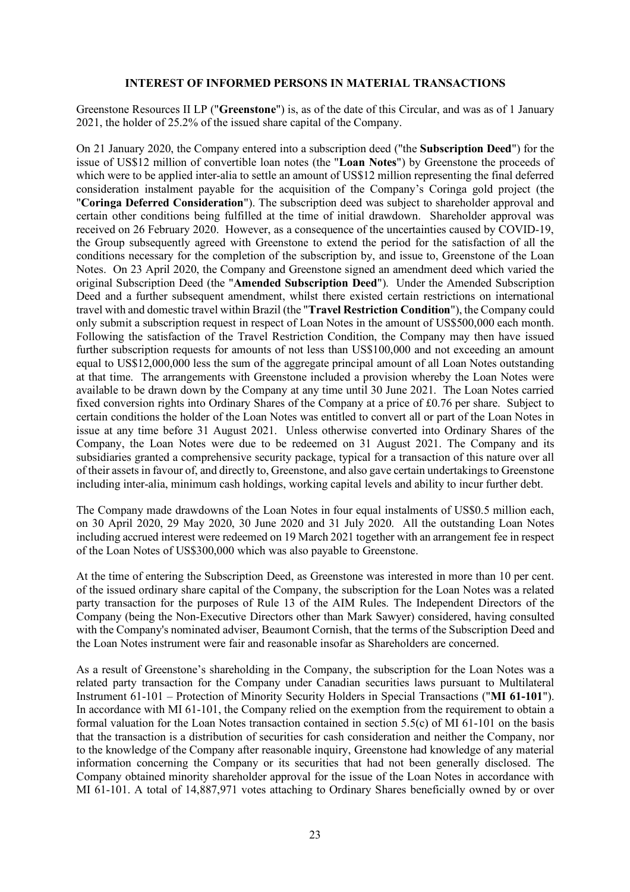## INTEREST OF INFORMED PERSONS IN MATERIAL TRANSACTIONS

Greenstone Resources II LP ("**Greenstone**") is, as of the date of this Circular, and was as of 1 January 2021, the holder of 25.2% of the issued share capital of the Company.

On 21 January 2020, the Company entered into a subscription deed ("the **Subscription Deed**") for the issue of US$12 million of convertible loan notes (the "**Loan Notes**") by Greenstone the proceeds of which were to be applied inter-alia to settle an amount of US$12 million representing the final deferred consideration instalment payable for the acquisition of the Company's Coringa gold project (the "**Coringa Deferred Consideration**"). The subscription deed was subject to shareholder approval and certain other conditions being fulfilled at the time of initial drawdown. Shareholder approval was received on 26 February 2020. However, as a consequence of the uncertainties caused by COVID-19, the Group subsequently agreed with Greenstone to extend the period for the satisfaction of all the conditions necessary for the completion of the subscription by, and issue to, Greenstone of the Loan Notes. On 23 April 2020, the Company and Greenstone signed an amendment deed which varied the original Subscription Deed (the "**Amended Subscription Deed**"). Under the Amended Subscription Deed and a further subsequent amendment, whilst there existed certain restrictions on international travel with and domestic travel within Brazil (the "**Travel Restriction Condition**"), the Company could only submit a subscription request in respect of Loan Notes in the amount of US$500,000 each month. Following the satisfaction of the Travel Restriction Condition, the Company may then have issued further subscription requests for amounts of not less than US$100,000 and not exceeding an amount equal to US$12,000,000 less the sum of the aggregate principal amount of all Loan Notes outstanding at that time. The arrangements with Greenstone included a provision whereby the Loan Notes were available to be drawn down by the Company at any time until 30 June 2021. The Loan Notes carried fixed conversion rights into Ordinary Shares of the Company at a price of £0.76 per share. Subject to certain conditions the holder of the Loan Notes was entitled to convert all or part of the Loan Notes in issue at any time before 31 August 2021. Unless otherwise converted into Ordinary Shares of the Company, the Loan Notes were due to be redeemed on 31 August 2021. The Company and its subsidiaries granted a comprehensive security package, typical for a transaction of this nature over all of their assets in favour of, and directly to, Greenstone, and also gave certain undertakings to Greenstone including inter-alia, minimum cash holdings, working capital levels and ability to incur further debt.

The Company made drawdowns of the Loan Notes in four equal instalments of US$0.5 million each, on 30 April 2020, 29 May 2020, 30 June 2020 and 31 July 2020. All the outstanding Loan Notes including accrued interest were redeemed on 19 March 2021 together with an arrangement fee in respect of the Loan Notes of US$300,000 which was also payable to Greenstone.

At the time of entering the Subscription Deed, as Greenstone was interested in more than 10 per cent. of the issued ordinary share capital of the Company, the subscription for the Loan Notes was a related party transaction for the purposes of Rule 13 of the AIM Rules. The Independent Directors of the Company (being the Non-Executive Directors other than Mark Sawyer) considered, having consulted with the Company's nominated adviser, Beaumont Cornish, that the terms of the Subscription Deed and the Loan Notes instrument were fair and reasonable insofar as Shareholders are concerned.

As a result of Greenstone's shareholding in the Company, the subscription for the Loan Notes was a related party transaction for the Company under Canadian securities laws pursuant to Multilateral Instrument 61-101 – Protection of Minority Security Holders in Special Transactions ("**MI 61-101**"). In accordance with MI 61-101, the Company relied on the exemption from the requirement to obtain a formal valuation for the Loan Notes transaction contained in section 5.5(c) of MI 61-101 on the basis that the transaction is a distribution of securities for cash consideration and neither the Company, nor to the knowledge of the Company after reasonable inquiry, Greenstone had knowledge of any material information concerning the Company or its securities that had not been generally disclosed. The Company obtained minority shareholder approval for the issue of the Loan Notes in accordance with MI 61-101. A total of 14,887,971 votes attaching to Ordinary Shares beneficially owned by or over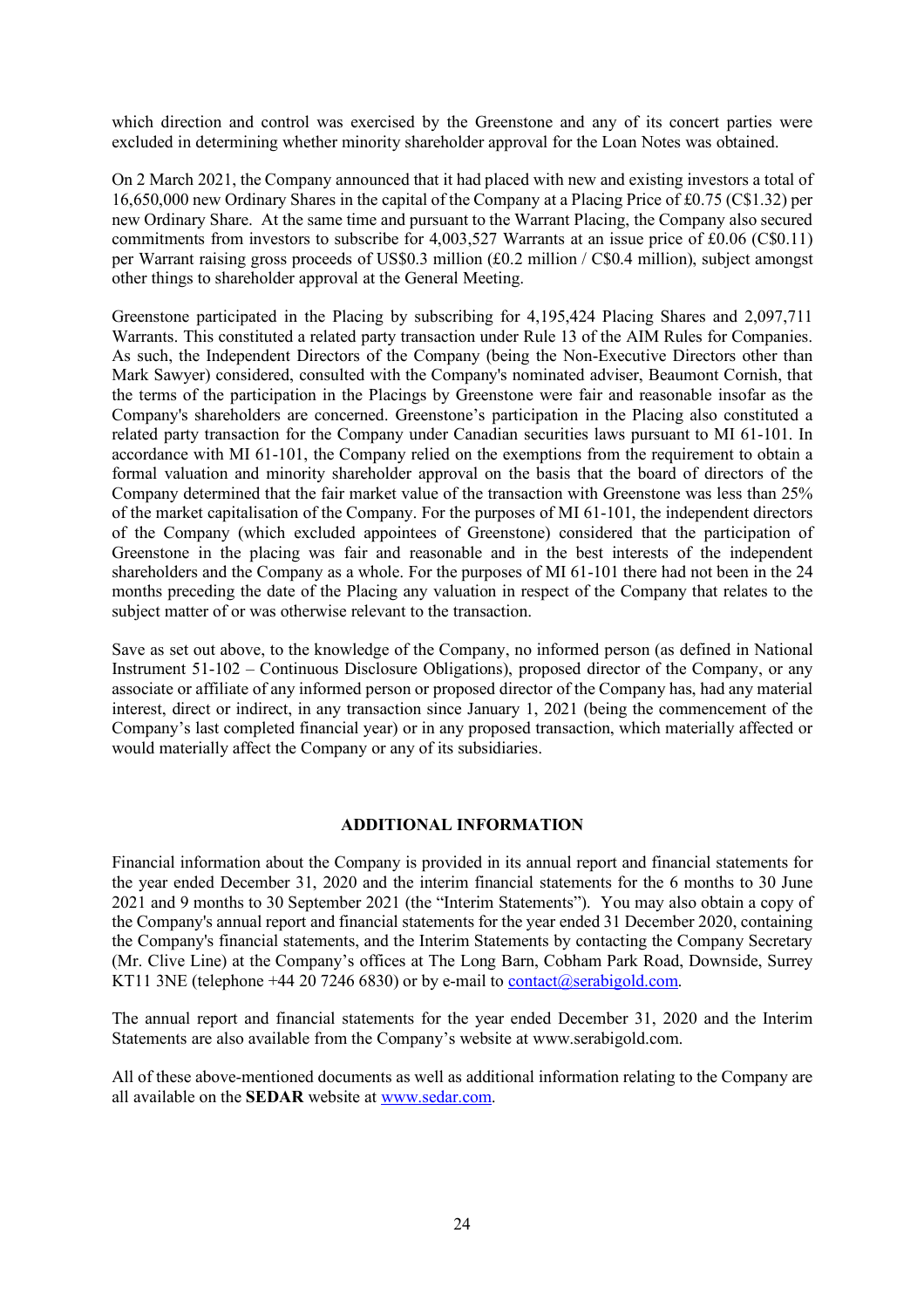which direction and control was exercised by the Greenstone and any of its concert parties were excluded in determining whether minority shareholder approval for the Loan Notes was obtained.

On 2 March 2021, the Company announced that it had placed with new and existing investors a total of 16,650,000 new Ordinary Shares in the capital of the Company at a Placing Price of £0.75 (C$1.32) per new Ordinary Share. At the same time and pursuant to the Warrant Placing, the Company also secured commitments from investors to subscribe for 4,003,527 Warrants at an issue price of £0.06 (C$0.11) per Warrant raising gross proceeds of US$0.3 million (£0.2 million / C$0.4 million), subject amongst other things to shareholder approval at the General Meeting.

Greenstone participated in the Placing by subscribing for 4,195,424 Placing Shares and 2,097,711 Warrants. This constituted a related party transaction under Rule 13 of the AIM Rules for Companies. As such, the Independent Directors of the Company (being the Non-Executive Directors other than Mark Sawyer) considered, consulted with the Company's nominated adviser, Beaumont Cornish, that the terms of the participation in the Placings by Greenstone were fair and reasonable insofar as the Company's shareholders are concerned. Greenstone's participation in the Placing also constituted a related party transaction for the Company under Canadian securities laws pursuant to MI 61-101. In accordance with MI 61-101, the Company relied on the exemptions from the requirement to obtain a formal valuation and minority shareholder approval on the basis that the board of directors of the Company determined that the fair market value of the transaction with Greenstone was less than 25% of the market capitalisation of the Company. For the purposes of MI 61-101, the independent directors of the Company (which excluded appointees of Greenstone) considered that the participation of Greenstone in the placing was fair and reasonable and in the best interests of the independent shareholders and the Company as a whole. For the purposes of MI 61-101 there had not been in the 24 months preceding the date of the Placing any valuation in respect of the Company that relates to the subject matter of or was otherwise relevant to the transaction.

Save as set out above, to the knowledge of the Company, no informed person (as defined in National Instrument 51-102 – Continuous Disclosure Obligations), proposed director of the Company, or any associate or affiliate of any informed person or proposed director of the Company has, had any material interest, direct or indirect, in any transaction since January 1, 2021 (being the commencement of the Company's last completed financial year) or in any proposed transaction, which materially affected or would materially affect the Company or any of its subsidiaries.

## ADDITIONAL INFORMATION

Financial information about the Company is provided in its annual report and financial statements for the year ended December 31, 2020 and the interim financial statements for the 6 months to 30 June 2021 and 9 months to 30 September 2021 (the "Interim Statements"). You may also obtain a copy of the Company's annual report and financial statements for the year ended 31 December 2020, containing the Company's financial statements, and the Interim Statements by contacting the Company Secretary (Mr. Clive Line) at the Company's offices at The Long Barn, Cobham Park Road, Downside, Surrey KT11 3NE (telephone +44 20 7246 6830) or by e-mail to contact@serabigold.com.

The annual report and financial statements for the year ended December 31, 2020 and the Interim Statements are also available from the Company's website at www.serabigold.com.

All of these above-mentioned documents as well as additional information relating to the Company are all available on the **SEDAR** website at www.sedar.com.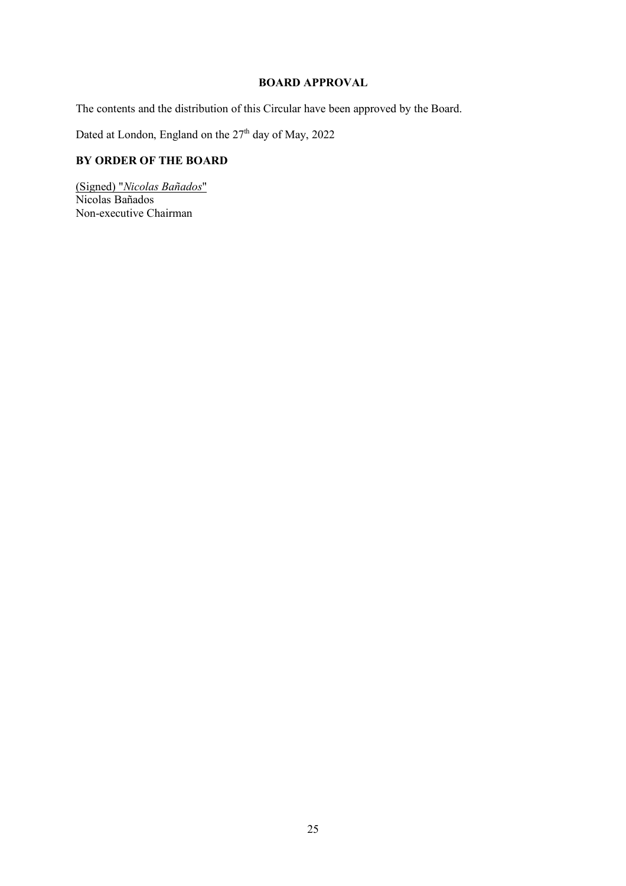## BOARD APPROVAL

The contents and the distribution of this Circular have been approved by the Board.

Dated at London, England on the 27th day of May, 2022

**BY ORDER OF THE BOARD**

(Signed) "*Nicolas Bañados*"
Nicolas Bañados
Non-executive Chairman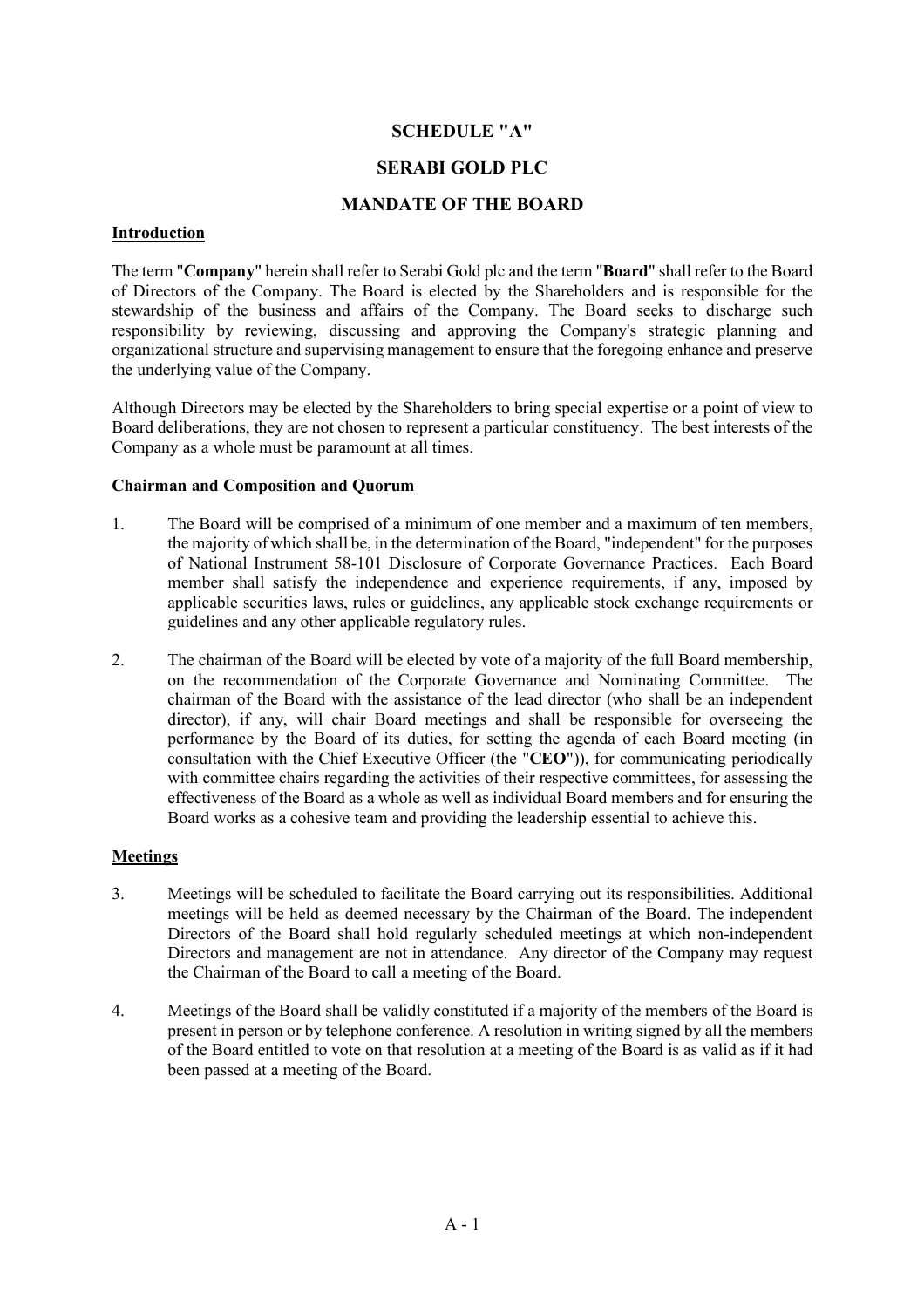# SCHEDULE "A"

# SERABI GOLD PLC

# MANDATE OF THE BOARD

**Introduction**

The term "**Company**" herein shall refer to Serabi Gold plc and the term "**Board**" shall refer to the Board of Directors of the Company. The Board is elected by the Shareholders and is responsible for the stewardship of the business and affairs of the Company. The Board seeks to discharge such responsibility by reviewing, discussing and approving the Company's strategic planning and organizational structure and supervising management to ensure that the foregoing enhance and preserve the underlying value of the Company.

Although Directors may be elected by the Shareholders to bring special expertise or a point of view to Board deliberations, they are not chosen to represent a particular constituency. The best interests of the Company as a whole must be paramount at all times.

**Chairman and Composition and Quorum**

1. The Board will be comprised of a minimum of one member and a maximum of ten members, the majority of which shall be, in the determination of the Board, "independent" for the purposes of National Instrument 58-101 Disclosure of Corporate Governance Practices. Each Board member shall satisfy the independence and experience requirements, if any, imposed by applicable securities laws, rules or guidelines, any applicable stock exchange requirements or guidelines and any other applicable regulatory rules.

2. The chairman of the Board will be elected by vote of a majority of the full Board membership, on the recommendation of the Corporate Governance and Nominating Committee. The chairman of the Board with the assistance of the lead director (who shall be an independent director), if any, will chair Board meetings and shall be responsible for overseeing the performance by the Board of its duties, for setting the agenda of each Board meeting (in consultation with the Chief Executive Officer (the "**CEO**")), for communicating periodically with committee chairs regarding the activities of their respective committees, for assessing the effectiveness of the Board as a whole as well as individual Board members and for ensuring the Board works as a cohesive team and providing the leadership essential to achieve this.

**Meetings**

3. Meetings will be scheduled to facilitate the Board carrying out its responsibilities. Additional meetings will be held as deemed necessary by the Chairman of the Board. The independent Directors of the Board shall hold regularly scheduled meetings at which non-independent Directors and management are not in attendance. Any director of the Company may request the Chairman of the Board to call a meeting of the Board.

4. Meetings of the Board shall be validly constituted if a majority of the members of the Board is present in person or by telephone conference. A resolution in writing signed by all the members of the Board entitled to vote on that resolution at a meeting of the Board is as valid as if it had been passed at a meeting of the Board.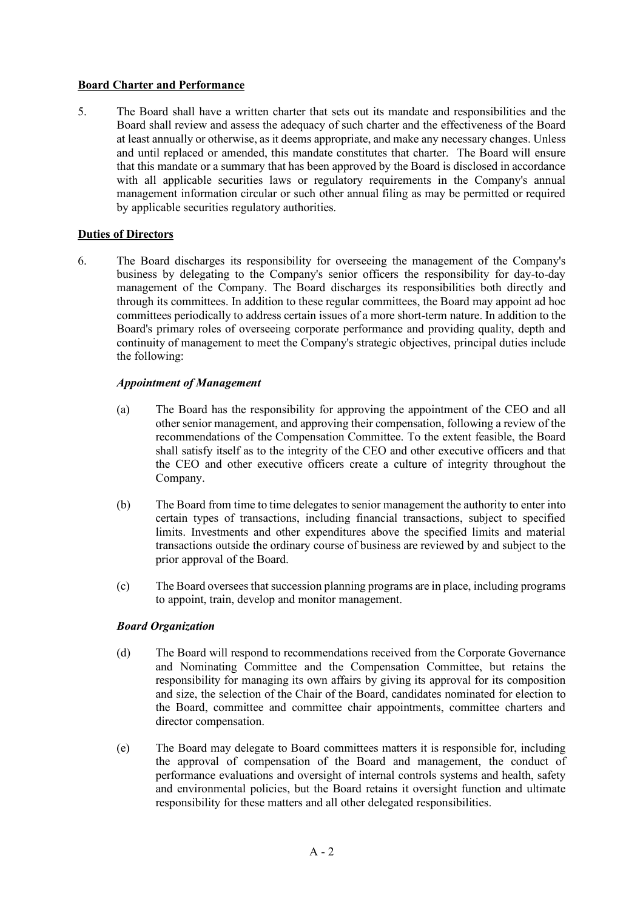**Board Charter and Performance**

5. The Board shall have a written charter that sets out its mandate and responsibilities and the Board shall review and assess the adequacy of such charter and the effectiveness of the Board at least annually or otherwise, as it deems appropriate, and make any necessary changes. Unless and until replaced or amended, this mandate constitutes that charter. The Board will ensure that this mandate or a summary that has been approved by the Board is disclosed in accordance with all applicable securities laws or regulatory requirements in the Company's annual management information circular or such other annual filing as may be permitted or required by applicable securities regulatory authorities.

**Duties of Directors**

6. The Board discharges its responsibility for overseeing the management of the Company's business by delegating to the Company's senior officers the responsibility for day-to-day management of the Company. The Board discharges its responsibilities both directly and through its committees. In addition to these regular committees, the Board may appoint ad hoc committees periodically to address certain issues of a more short-term nature. In addition to the Board's primary roles of overseeing corporate performance and providing quality, depth and continuity of management to meet the Company's strategic objectives, principal duties include the following:

***Appointment of Management***

(a) The Board has the responsibility for approving the appointment of the CEO and all other senior management, and approving their compensation, following a review of the recommendations of the Compensation Committee. To the extent feasible, the Board shall satisfy itself as to the integrity of the CEO and other executive officers and that the CEO and other executive officers create a culture of integrity throughout the Company.

(b) The Board from time to time delegates to senior management the authority to enter into certain types of transactions, including financial transactions, subject to specified limits. Investments and other expenditures above the specified limits and material transactions outside the ordinary course of business are reviewed by and subject to the prior approval of the Board.

(c) The Board oversees that succession planning programs are in place, including programs to appoint, train, develop and monitor management.

***Board Organization***

(d) The Board will respond to recommendations received from the Corporate Governance and Nominating Committee and the Compensation Committee, but retains the responsibility for managing its own affairs by giving its approval for its composition and size, the selection of the Chair of the Board, candidates nominated for election to the Board, committee and committee chair appointments, committee charters and director compensation.

(e) The Board may delegate to Board committees matters it is responsible for, including the approval of compensation of the Board and management, the conduct of performance evaluations and oversight of internal controls systems and health, safety and environmental policies, but the Board retains it oversight function and ultimate responsibility for these matters and all other delegated responsibilities.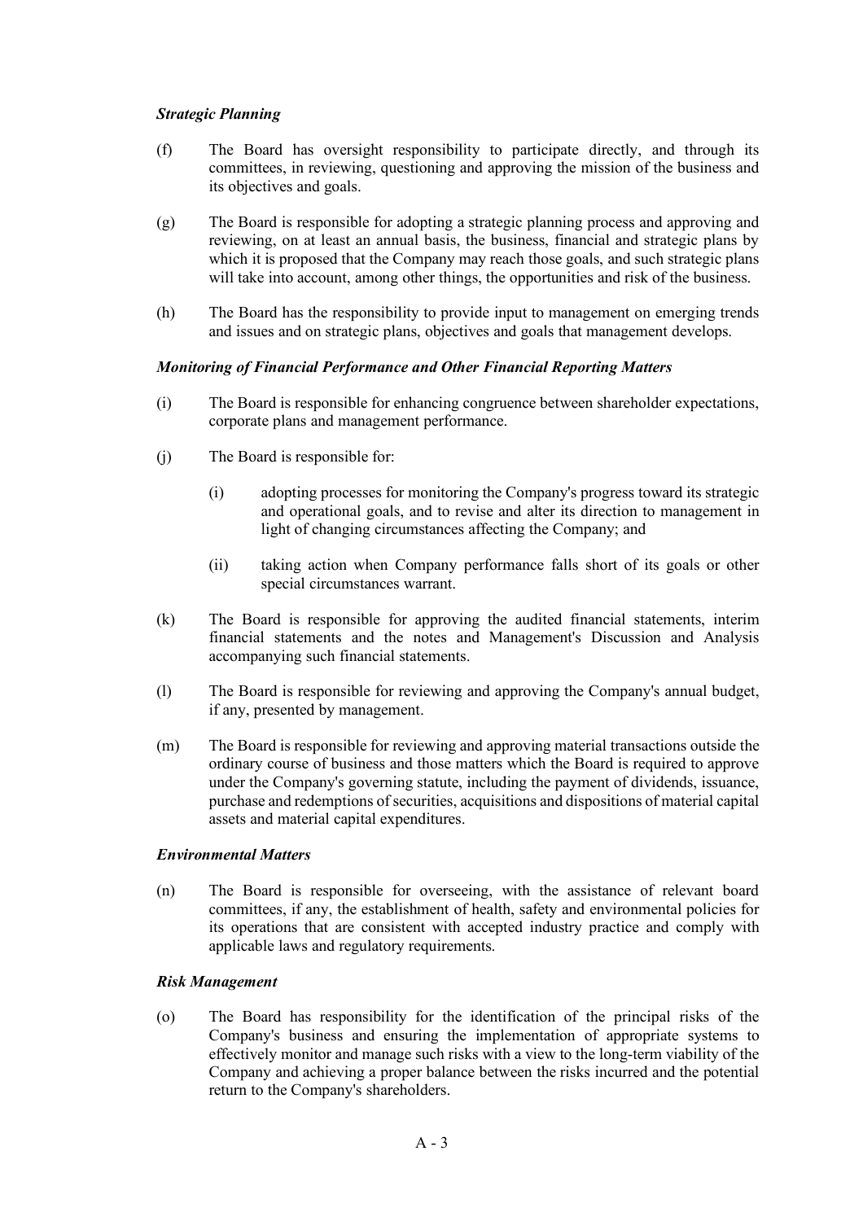***Strategic Planning***

(f) The Board has oversight responsibility to participate directly, and through its committees, in reviewing, questioning and approving the mission of the business and its objectives and goals.

(g) The Board is responsible for adopting a strategic planning process and approving and reviewing, on at least an annual basis, the business, financial and strategic plans by which it is proposed that the Company may reach those goals, and such strategic plans will take into account, among other things, the opportunities and risk of the business.

(h) The Board has the responsibility to provide input to management on emerging trends and issues and on strategic plans, objectives and goals that management develops.

***Monitoring of Financial Performance and Other Financial Reporting Matters***

(i) The Board is responsible for enhancing congruence between shareholder expectations, corporate plans and management performance.

(j) The Board is responsible for:

   (i) adopting processes for monitoring the Company's progress toward its strategic and operational goals, and to revise and alter its direction to management in light of changing circumstances affecting the Company; and

   (ii) taking action when Company performance falls short of its goals or other special circumstances warrant.

(k) The Board is responsible for approving the audited financial statements, interim financial statements and the notes and Management's Discussion and Analysis accompanying such financial statements.

(l) The Board is responsible for reviewing and approving the Company's annual budget, if any, presented by management.

(m) The Board is responsible for reviewing and approving material transactions outside the ordinary course of business and those matters which the Board is required to approve under the Company's governing statute, including the payment of dividends, issuance, purchase and redemptions of securities, acquisitions and dispositions of material capital assets and material capital expenditures.

***Environmental Matters***

(n) The Board is responsible for overseeing, with the assistance of relevant board committees, if any, the establishment of health, safety and environmental policies for its operations that are consistent with accepted industry practice and comply with applicable laws and regulatory requirements.

***Risk Management***

(o) The Board has responsibility for the identification of the principal risks of the Company's business and ensuring the implementation of appropriate systems to effectively monitor and manage such risks with a view to the long-term viability of the Company and achieving a proper balance between the risks incurred and the potential return to the Company's shareholders.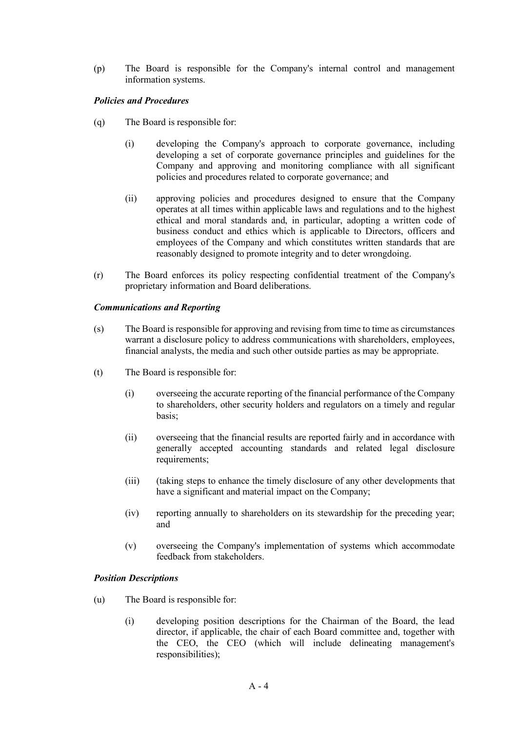(p) The Board is responsible for the Company's internal control and management information systems.

***Policies and Procedures***

(q) The Board is responsible for:

  (i) developing the Company's approach to corporate governance, including developing a set of corporate governance principles and guidelines for the Company and approving and monitoring compliance with all significant policies and procedures related to corporate governance; and

  (ii) approving policies and procedures designed to ensure that the Company operates at all times within applicable laws and regulations and to the highest ethical and moral standards and, in particular, adopting a written code of business conduct and ethics which is applicable to Directors, officers and employees of the Company and which constitutes written standards that are reasonably designed to promote integrity and to deter wrongdoing.

(r) The Board enforces its policy respecting confidential treatment of the Company's proprietary information and Board deliberations.

***Communications and Reporting***

(s) The Board is responsible for approving and revising from time to time as circumstances warrant a disclosure policy to address communications with shareholders, employees, financial analysts, the media and such other outside parties as may be appropriate.

(t) The Board is responsible for:

  (i) overseeing the accurate reporting of the financial performance of the Company to shareholders, other security holders and regulators on a timely and regular basis;

  (ii) overseeing that the financial results are reported fairly and in accordance with generally accepted accounting standards and related legal disclosure requirements;

  (iii) (taking steps to enhance the timely disclosure of any other developments that have a significant and material impact on the Company;

  (iv) reporting annually to shareholders on its stewardship for the preceding year; and

  (v) overseeing the Company's implementation of systems which accommodate feedback from stakeholders.

***Position Descriptions***

(u) The Board is responsible for:

  (i) developing position descriptions for the Chairman of the Board, the lead director, if applicable, the chair of each Board committee and, together with the CEO, the CEO (which will include delineating management's responsibilities);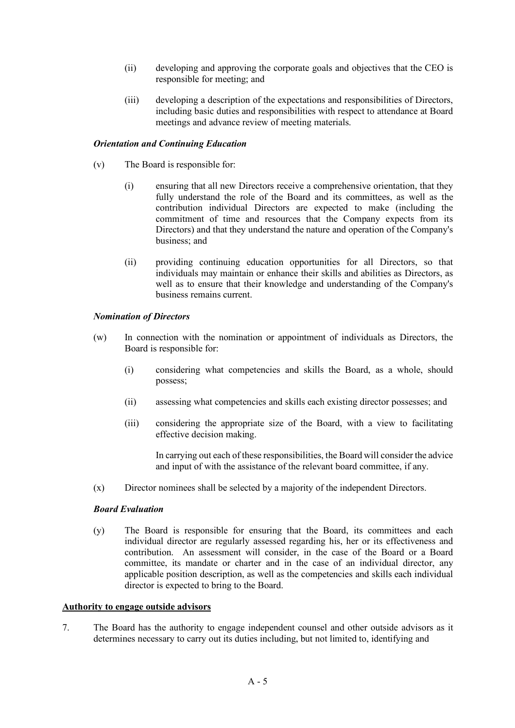(ii) developing and approving the corporate goals and objectives that the CEO is responsible for meeting; and

(iii) developing a description of the expectations and responsibilities of Directors, including basic duties and responsibilities with respect to attendance at Board meetings and advance review of meeting materials.

***Orientation and Continuing Education***

(v) The Board is responsible for:

(i) ensuring that all new Directors receive a comprehensive orientation, that they fully understand the role of the Board and its committees, as well as the contribution individual Directors are expected to make (including the commitment of time and resources that the Company expects from its Directors) and that they understand the nature and operation of the Company's business; and

(ii) providing continuing education opportunities for all Directors, so that individuals may maintain or enhance their skills and abilities as Directors, as well as to ensure that their knowledge and understanding of the Company's business remains current.

***Nomination of Directors***

(w) In connection with the nomination or appointment of individuals as Directors, the Board is responsible for:

(i) considering what competencies and skills the Board, as a whole, should possess;

(ii) assessing what competencies and skills each existing director possesses; and

(iii) considering the appropriate size of the Board, with a view to facilitating effective decision making.

In carrying out each of these responsibilities, the Board will consider the advice and input of with the assistance of the relevant board committee, if any.

(x) Director nominees shall be selected by a majority of the independent Directors.

***Board Evaluation***

(y) The Board is responsible for ensuring that the Board, its committees and each individual director are regularly assessed regarding his, her or its effectiveness and contribution. An assessment will consider, in the case of the Board or a Board committee, its mandate or charter and in the case of an individual director, any applicable position description, as well as the competencies and skills each individual director is expected to bring to the Board.

**Authority to engage outside advisors**

7. The Board has the authority to engage independent counsel and other outside advisors as it determines necessary to carry out its duties including, but not limited to, identifying and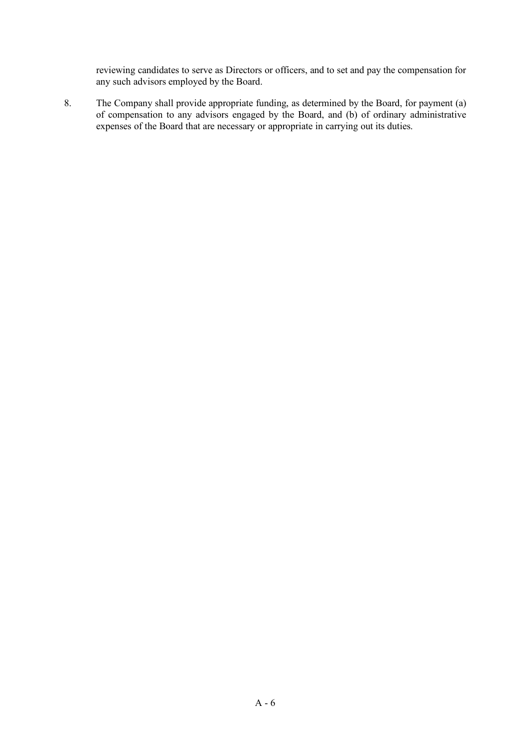reviewing candidates to serve as Directors or officers, and to set and pay the compensation for any such advisors employed by the Board.

8. The Company shall provide appropriate funding, as determined by the Board, for payment (a) of compensation to any advisors engaged by the Board, and (b) of ordinary administrative expenses of the Board that are necessary or appropriate in carrying out its duties.